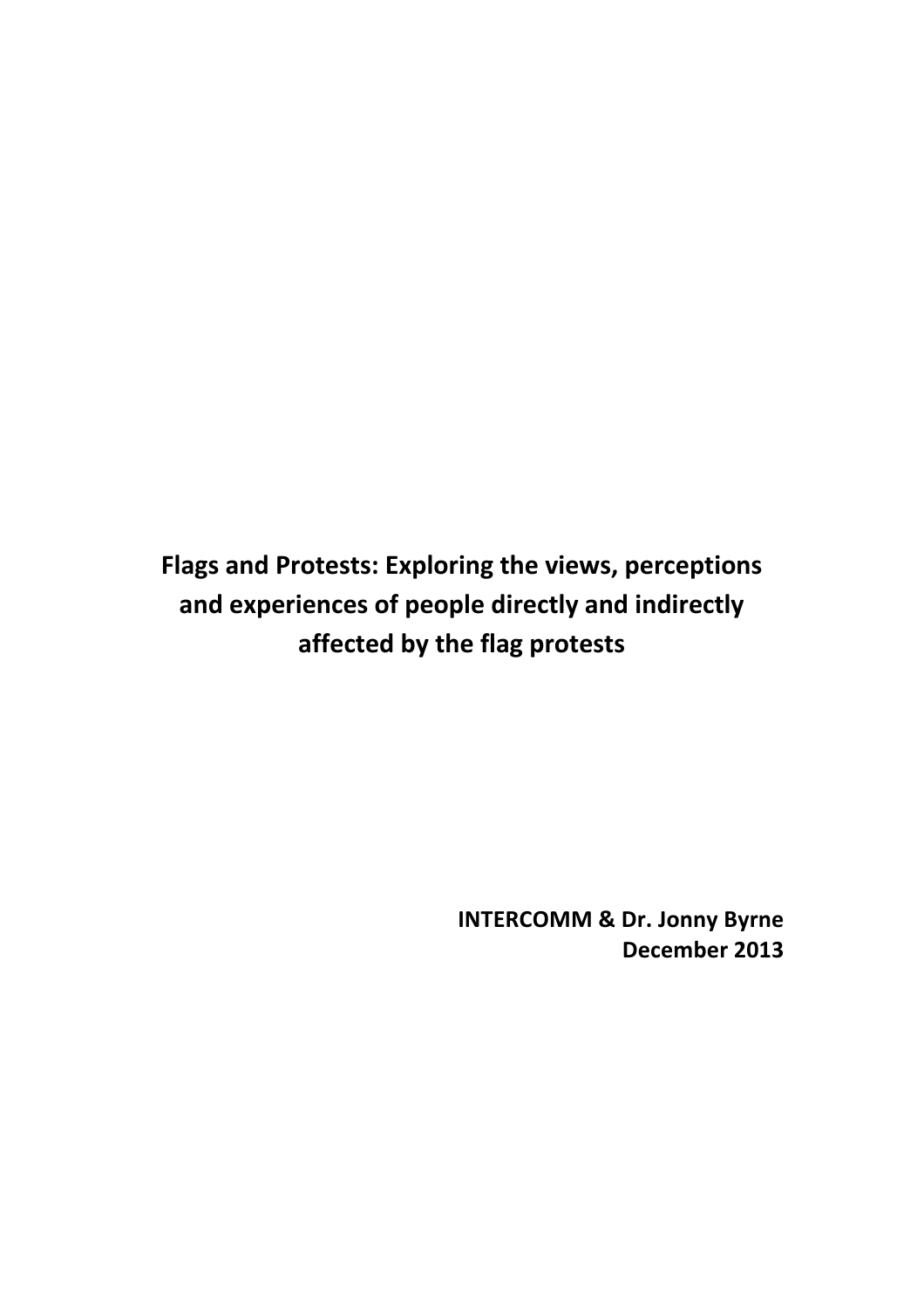# Flags and Protests: Exploring the views, perceptions and experiences of people directly and indirectly affected by the flag protests

**INTERCOMM & Dr. Jonny Byrne**
**December 2013**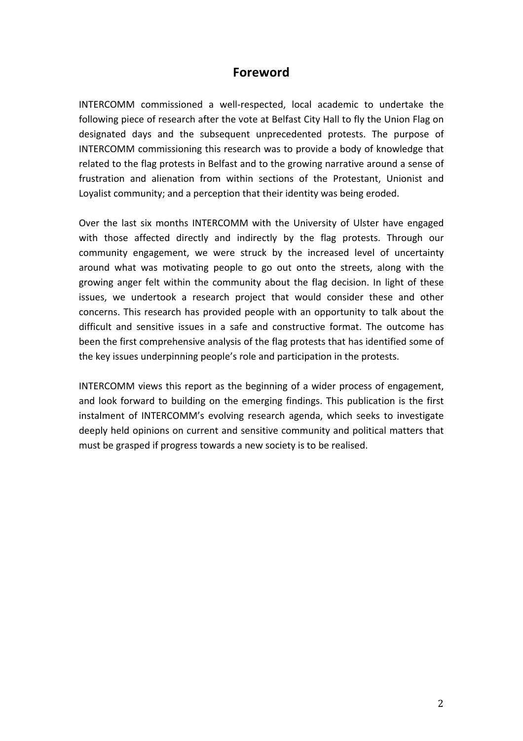# Foreword

INTERCOMM commissioned a well-respected, local academic to undertake the following piece of research after the vote at Belfast City Hall to fly the Union Flag on designated days and the subsequent unprecedented protests. The purpose of INTERCOMM commissioning this research was to provide a body of knowledge that related to the flag protests in Belfast and to the growing narrative around a sense of frustration and alienation from within sections of the Protestant, Unionist and Loyalist community; and a perception that their identity was being eroded.

Over the last six months INTERCOMM with the University of Ulster have engaged with those affected directly and indirectly by the flag protests. Through our community engagement, we were struck by the increased level of uncertainty around what was motivating people to go out onto the streets, along with the growing anger felt within the community about the flag decision. In light of these issues, we undertook a research project that would consider these and other concerns. This research has provided people with an opportunity to talk about the difficult and sensitive issues in a safe and constructive format. The outcome has been the first comprehensive analysis of the flag protests that has identified some of the key issues underpinning people's role and participation in the protests.

INTERCOMM views this report as the beginning of a wider process of engagement, and look forward to building on the emerging findings. This publication is the first instalment of INTERCOMM's evolving research agenda, which seeks to investigate deeply held opinions on current and sensitive community and political matters that must be grasped if progress towards a new society is to be realised.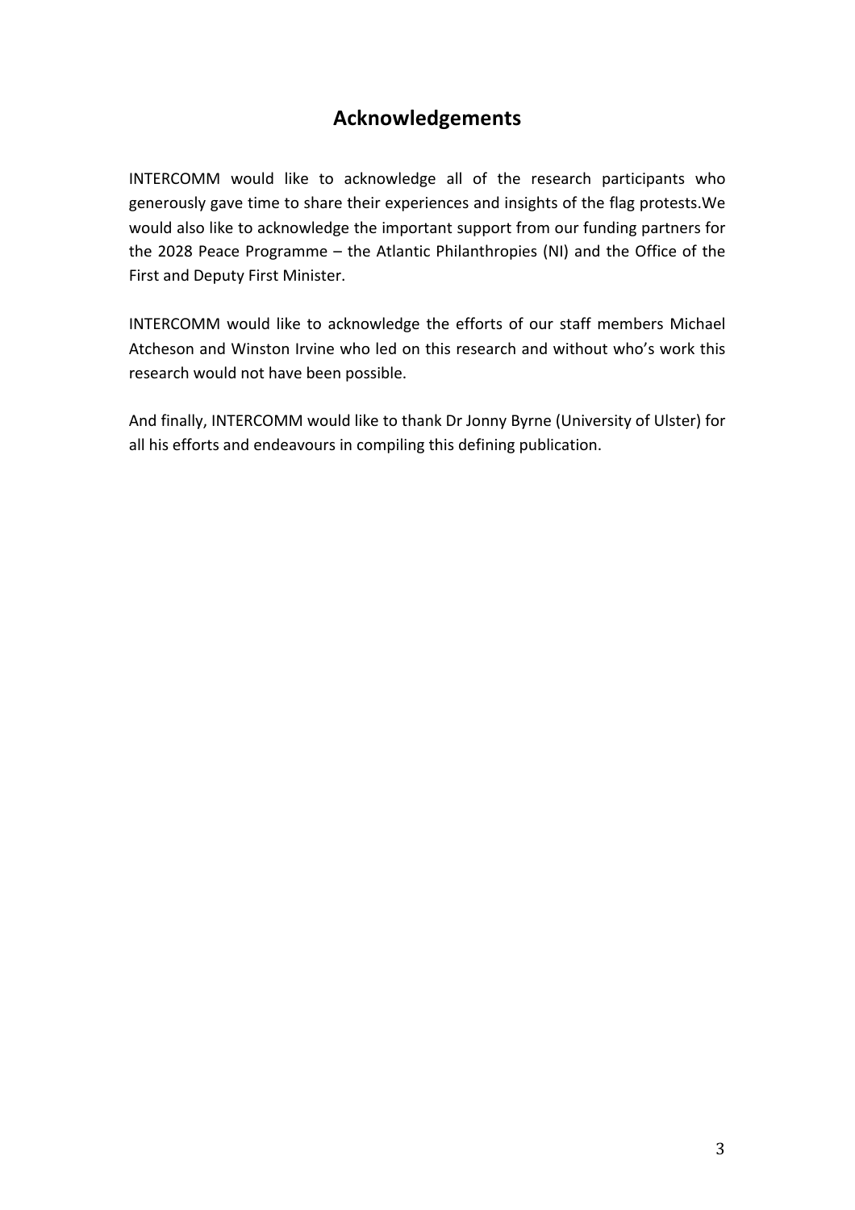# Acknowledgements

INTERCOMM would like to acknowledge all of the research participants who generously gave time to share their experiences and insights of the flag protests.We would also like to acknowledge the important support from our funding partners for the 2028 Peace Programme – the Atlantic Philanthropies (NI) and the Office of the First and Deputy First Minister.

INTERCOMM would like to acknowledge the efforts of our staff members Michael Atcheson and Winston Irvine who led on this research and without who's work this research would not have been possible.

And finally, INTERCOMM would like to thank Dr Jonny Byrne (University of Ulster) for all his efforts and endeavours in compiling this defining publication.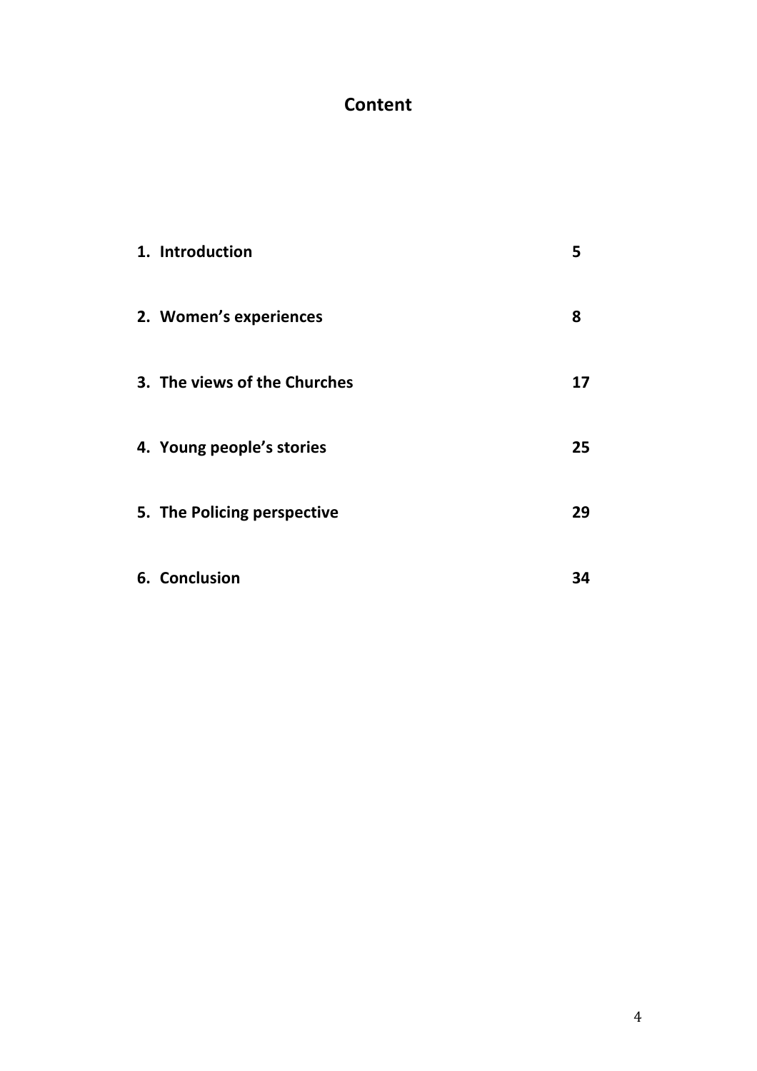# Content

| | |
|---|---|
| **1. Introduction** | **5** |
| **2. Women's experiences** | **8** |
| **3. The views of the Churches** | **17** |
| **4. Young people's stories** | **25** |
| **5. The Policing perspective** | **29** |
| **6. Conclusion** | **34** |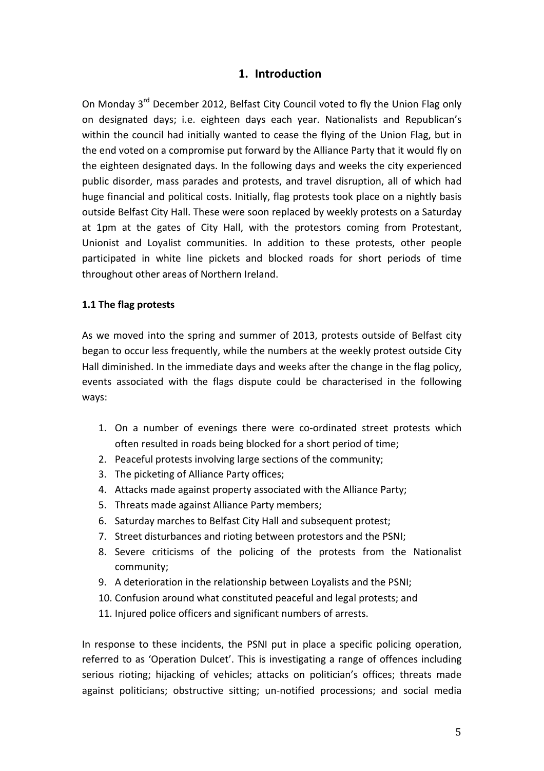# 1. Introduction

On Monday 3rd December 2012, Belfast City Council voted to fly the Union Flag only on designated days; i.e. eighteen days each year. Nationalists and Republican's within the council had initially wanted to cease the flying of the Union Flag, but in the end voted on a compromise put forward by the Alliance Party that it would fly on the eighteen designated days. In the following days and weeks the city experienced public disorder, mass parades and protests, and travel disruption, all of which had huge financial and political costs. Initially, flag protests took place on a nightly basis outside Belfast City Hall. These were soon replaced by weekly protests on a Saturday at 1pm at the gates of City Hall, with the protestors coming from Protestant, Unionist and Loyalist communities. In addition to these protests, other people participated in white line pickets and blocked roads for short periods of time throughout other areas of Northern Ireland.

### 1.1 The flag protests

As we moved into the spring and summer of 2013, protests outside of Belfast city began to occur less frequently, while the numbers at the weekly protest outside City Hall diminished. In the immediate days and weeks after the change in the flag policy, events associated with the flags dispute could be characterised in the following ways:

1. On a number of evenings there were co-ordinated street protests which often resulted in roads being blocked for a short period of time;
2. Peaceful protests involving large sections of the community;
3. The picketing of Alliance Party offices;
4. Attacks made against property associated with the Alliance Party;
5. Threats made against Alliance Party members;
6. Saturday marches to Belfast City Hall and subsequent protest;
7. Street disturbances and rioting between protestors and the PSNI;
8. Severe criticisms of the policing of the protests from the Nationalist community;
9. A deterioration in the relationship between Loyalists and the PSNI;
10. Confusion around what constituted peaceful and legal protests; and
11. Injured police officers and significant numbers of arrests.

In response to these incidents, the PSNI put in place a specific policing operation, referred to as 'Operation Dulcet'. This is investigating a range of offences including serious rioting; hijacking of vehicles; attacks on politician's offices; threats made against politicians; obstructive sitting; un-notified processions; and social media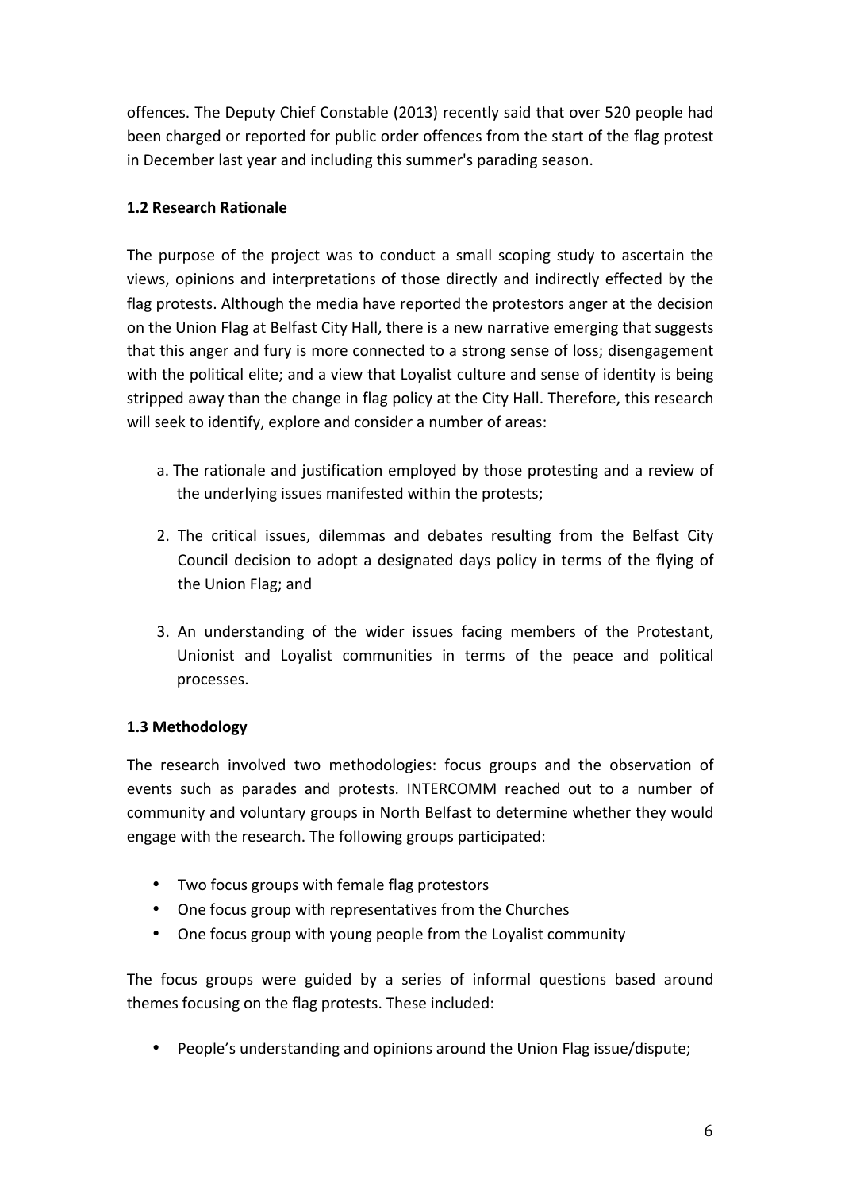offences. The Deputy Chief Constable (2013) recently said that over 520 people had been charged or reported for public order offences from the start of the flag protest in December last year and including this summer's parading season.

### 1.2 Research Rationale

The purpose of the project was to conduct a small scoping study to ascertain the views, opinions and interpretations of those directly and indirectly effected by the flag protests. Although the media have reported the protestors anger at the decision on the Union Flag at Belfast City Hall, there is a new narrative emerging that suggests that this anger and fury is more connected to a strong sense of loss; disengagement with the political elite; and a view that Loyalist culture and sense of identity is being stripped away than the change in flag policy at the City Hall. Therefore, this research will seek to identify, explore and consider a number of areas:

a. The rationale and justification employed by those protesting and a review of the underlying issues manifested within the protests;

2. The critical issues, dilemmas and debates resulting from the Belfast City Council decision to adopt a designated days policy in terms of the flying of the Union Flag; and

3. An understanding of the wider issues facing members of the Protestant, Unionist and Loyalist communities in terms of the peace and political processes.

### 1.3 Methodology

The research involved two methodologies: focus groups and the observation of events such as parades and protests. INTERCOMM reached out to a number of community and voluntary groups in North Belfast to determine whether they would engage with the research. The following groups participated:

- Two focus groups with female flag protestors
- One focus group with representatives from the Churches
- One focus group with young people from the Loyalist community

The focus groups were guided by a series of informal questions based around themes focusing on the flag protests. These included:

- People's understanding and opinions around the Union Flag issue/dispute;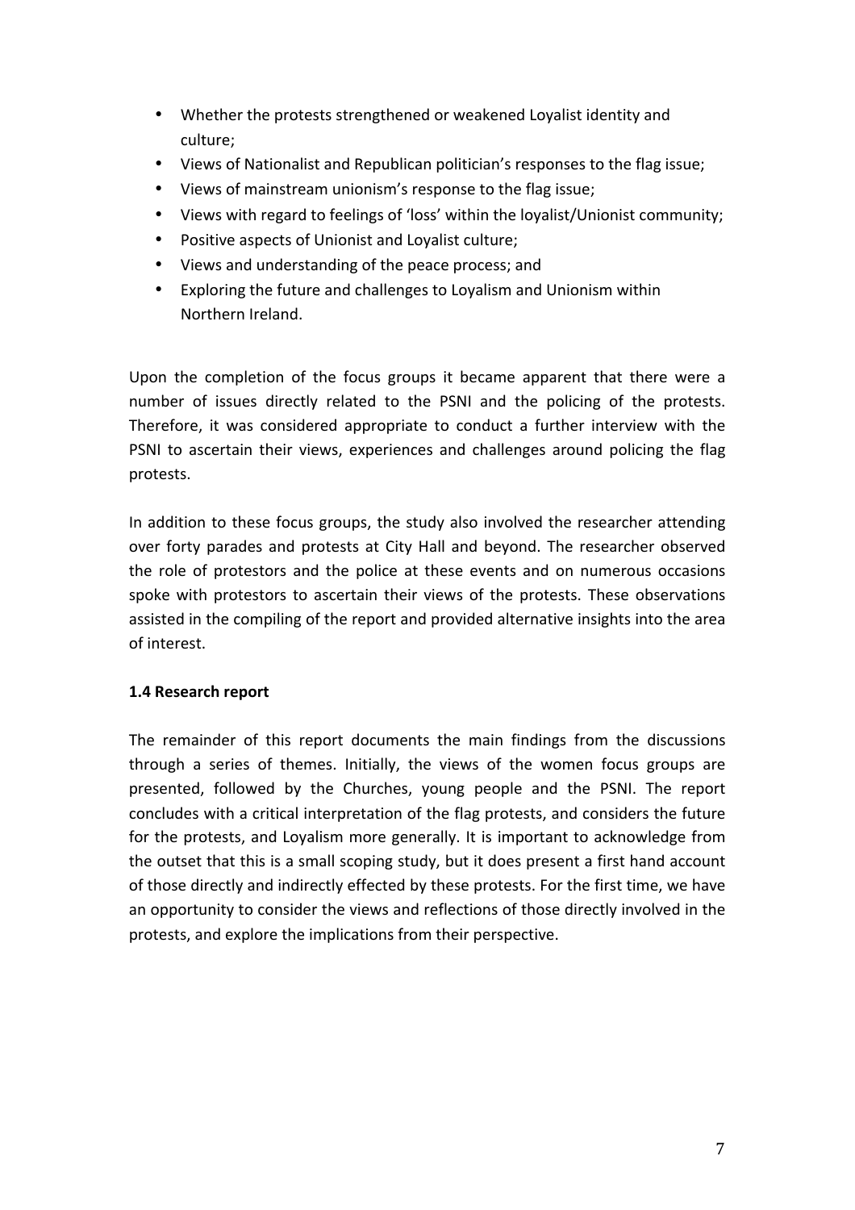- Whether the protests strengthened or weakened Loyalist identity and culture;
- Views of Nationalist and Republican politician's responses to the flag issue;
- Views of mainstream unionism's response to the flag issue;
- Views with regard to feelings of 'loss' within the loyalist/Unionist community;
- Positive aspects of Unionist and Loyalist culture;
- Views and understanding of the peace process; and
- Exploring the future and challenges to Loyalism and Unionism within Northern Ireland.

Upon the completion of the focus groups it became apparent that there were a number of issues directly related to the PSNI and the policing of the protests. Therefore, it was considered appropriate to conduct a further interview with the PSNI to ascertain their views, experiences and challenges around policing the flag protests.

In addition to these focus groups, the study also involved the researcher attending over forty parades and protests at City Hall and beyond. The researcher observed the role of protestors and the police at these events and on numerous occasions spoke with protestors to ascertain their views of the protests. These observations assisted in the compiling of the report and provided alternative insights into the area of interest.

**1.4 Research report**

The remainder of this report documents the main findings from the discussions through a series of themes. Initially, the views of the women focus groups are presented, followed by the Churches, young people and the PSNI. The report concludes with a critical interpretation of the flag protests, and considers the future for the protests, and Loyalism more generally. It is important to acknowledge from the outset that this is a small scoping study, but it does present a first hand account of those directly and indirectly effected by these protests. For the first time, we have an opportunity to consider the views and reflections of those directly involved in the protests, and explore the implications from their perspective.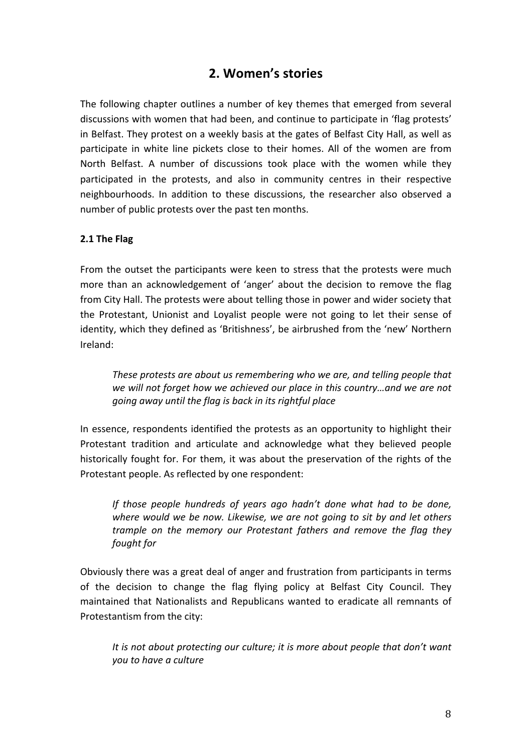## 2. Women's stories

The following chapter outlines a number of key themes that emerged from several discussions with women that had been, and continue to participate in 'flag protests' in Belfast. They protest on a weekly basis at the gates of Belfast City Hall, as well as participate in white line pickets close to their homes. All of the women are from North Belfast. A number of discussions took place with the women while they participated in the protests, and also in community centres in their respective neighbourhoods. In addition to these discussions, the researcher also observed a number of public protests over the past ten months.

### 2.1 The Flag

From the outset the participants were keen to stress that the protests were much more than an acknowledgement of 'anger' about the decision to remove the flag from City Hall. The protests were about telling those in power and wider society that the Protestant, Unionist and Loyalist people were not going to let their sense of identity, which they defined as 'Britishness', be airbrushed from the 'new' Northern Ireland:

> *These protests are about us remembering who we are, and telling people that we will not forget how we achieved our place in this country…and we are not going away until the flag is back in its rightful place*

In essence, respondents identified the protests as an opportunity to highlight their Protestant tradition and articulate and acknowledge what they believed people historically fought for. For them, it was about the preservation of the rights of the Protestant people. As reflected by one respondent:

> *If those people hundreds of years ago hadn't done what had to be done, where would we be now. Likewise, we are not going to sit by and let others trample on the memory our Protestant fathers and remove the flag they fought for*

Obviously there was a great deal of anger and frustration from participants in terms of the decision to change the flag flying policy at Belfast City Council. They maintained that Nationalists and Republicans wanted to eradicate all remnants of Protestantism from the city:

> *It is not about protecting our culture; it is more about people that don't want you to have a culture*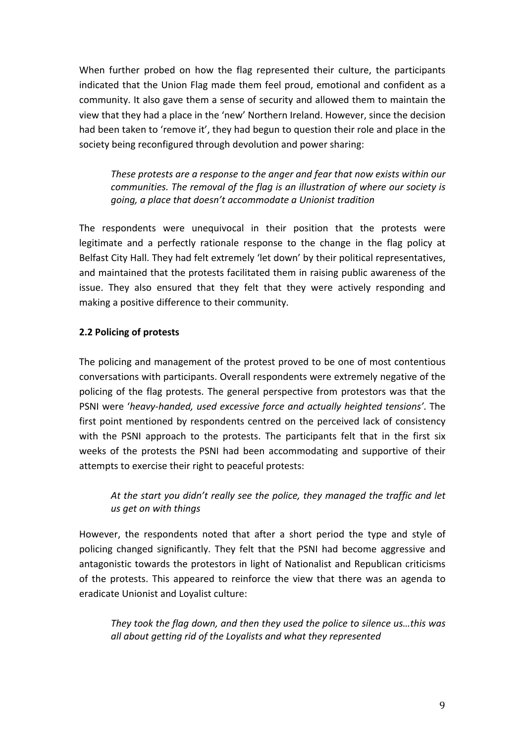When further probed on how the flag represented their culture, the participants indicated that the Union Flag made them feel proud, emotional and confident as a community. It also gave them a sense of security and allowed them to maintain the view that they had a place in the 'new' Northern Ireland. However, since the decision had been taken to 'remove it', they had begun to question their role and place in the society being reconfigured through devolution and power sharing:

> *These protests are a response to the anger and fear that now exists within our communities. The removal of the flag is an illustration of where our society is going, a place that doesn't accommodate a Unionist tradition*

The respondents were unequivocal in their position that the protests were legitimate and a perfectly rationale response to the change in the flag policy at Belfast City Hall. They had felt extremely 'let down' by their political representatives, and maintained that the protests facilitated them in raising public awareness of the issue. They also ensured that they felt that they were actively responding and making a positive difference to their community.

### 2.2 Policing of protests

The policing and management of the protest proved to be one of most contentious conversations with participants. Overall respondents were extremely negative of the policing of the flag protests. The general perspective from protestors was that the PSNI were '*heavy-handed, used excessive force and actually heighted tensions*'. The first point mentioned by respondents centred on the perceived lack of consistency with the PSNI approach to the protests. The participants felt that in the first six weeks of the protests the PSNI had been accommodating and supportive of their attempts to exercise their right to peaceful protests:

> *At the start you didn't really see the police, they managed the traffic and let us get on with things*

However, the respondents noted that after a short period the type and style of policing changed significantly. They felt that the PSNI had become aggressive and antagonistic towards the protestors in light of Nationalist and Republican criticisms of the protests. This appeared to reinforce the view that there was an agenda to eradicate Unionist and Loyalist culture:

> *They took the flag down, and then they used the police to silence us…this was all about getting rid of the Loyalists and what they represented*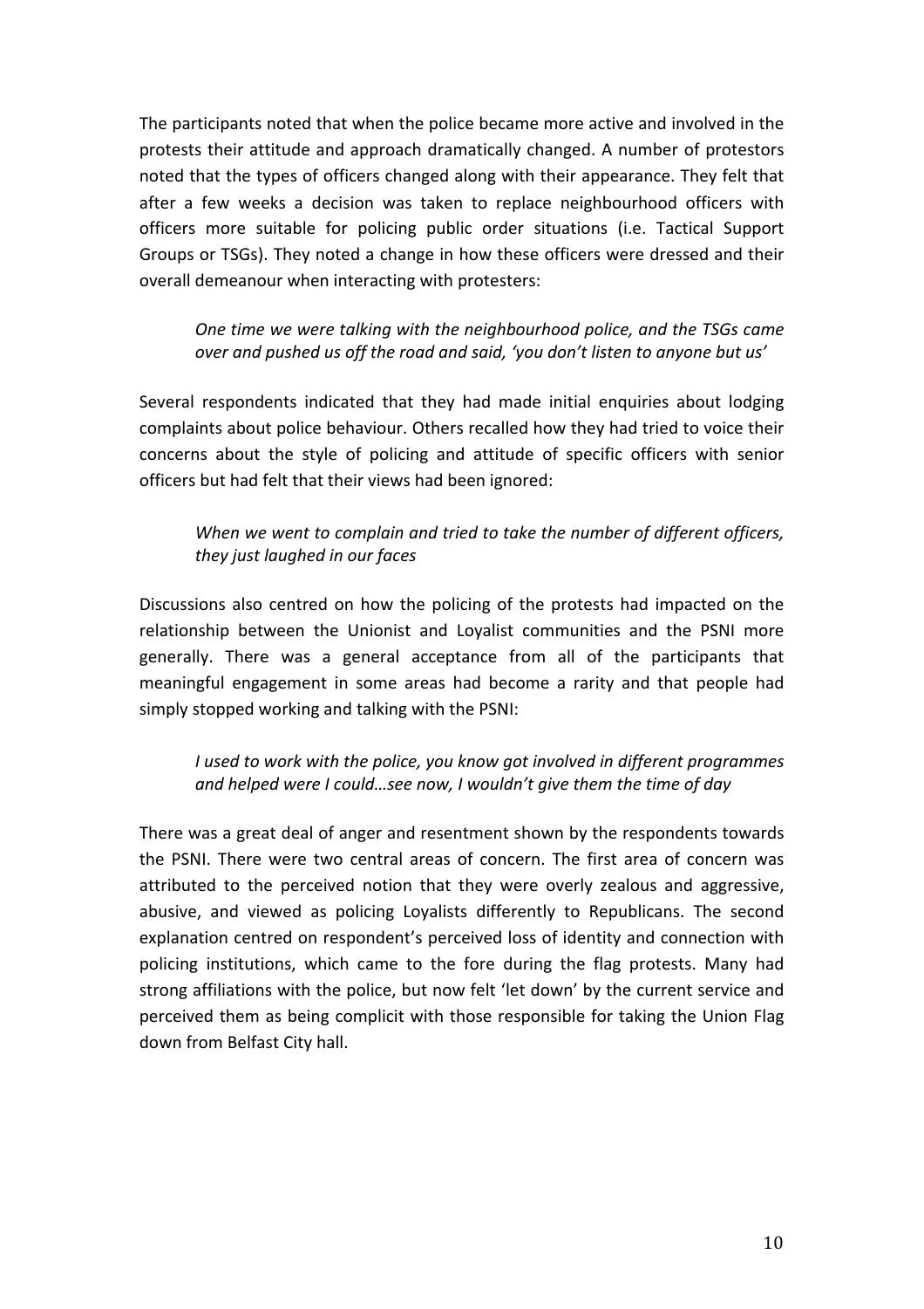The participants noted that when the police became more active and involved in the protests their attitude and approach dramatically changed. A number of protestors noted that the types of officers changed along with their appearance. They felt that after a few weeks a decision was taken to replace neighbourhood officers with officers more suitable for policing public order situations (i.e. Tactical Support Groups or TSGs). They noted a change in how these officers were dressed and their overall demeanour when interacting with protesters:

> *One time we were talking with the neighbourhood police, and the TSGs came over and pushed us off the road and said, 'you don't listen to anyone but us'*

Several respondents indicated that they had made initial enquiries about lodging complaints about police behaviour. Others recalled how they had tried to voice their concerns about the style of policing and attitude of specific officers with senior officers but had felt that their views had been ignored:

> *When we went to complain and tried to take the number of different officers, they just laughed in our faces*

Discussions also centred on how the policing of the protests had impacted on the relationship between the Unionist and Loyalist communities and the PSNI more generally. There was a general acceptance from all of the participants that meaningful engagement in some areas had become a rarity and that people had simply stopped working and talking with the PSNI:

> *I used to work with the police, you know got involved in different programmes and helped were I could…see now, I wouldn't give them the time of day*

There was a great deal of anger and resentment shown by the respondents towards the PSNI. There were two central areas of concern. The first area of concern was attributed to the perceived notion that they were overly zealous and aggressive, abusive, and viewed as policing Loyalists differently to Republicans. The second explanation centred on respondent's perceived loss of identity and connection with policing institutions, which came to the fore during the flag protests. Many had strong affiliations with the police, but now felt 'let down' by the current service and perceived them as being complicit with those responsible for taking the Union Flag down from Belfast City hall.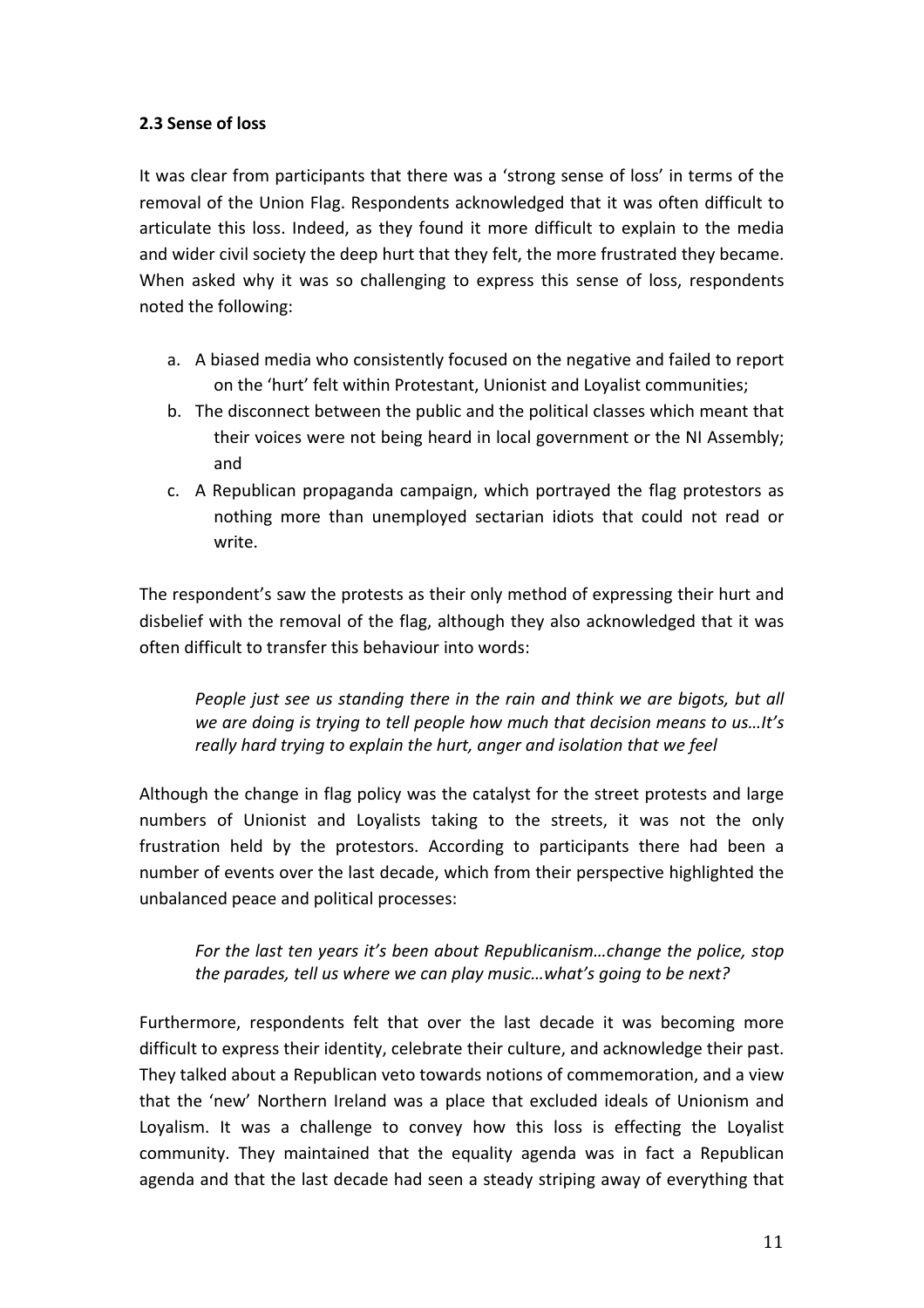### 2.3 Sense of loss

It was clear from participants that there was a 'strong sense of loss' in terms of the removal of the Union Flag. Respondents acknowledged that it was often difficult to articulate this loss. Indeed, as they found it more difficult to explain to the media and wider civil society the deep hurt that they felt, the more frustrated they became. When asked why it was so challenging to express this sense of loss, respondents noted the following:

a. A biased media who consistently focused on the negative and failed to report on the 'hurt' felt within Protestant, Unionist and Loyalist communities;
b. The disconnect between the public and the political classes which meant that their voices were not being heard in local government or the NI Assembly; and
c. A Republican propaganda campaign, which portrayed the flag protestors as nothing more than unemployed sectarian idiots that could not read or write.

The respondent's saw the protests as their only method of expressing their hurt and disbelief with the removal of the flag, although they also acknowledged that it was often difficult to transfer this behaviour into words:

> *People just see us standing there in the rain and think we are bigots, but all we are doing is trying to tell people how much that decision means to us…It's really hard trying to explain the hurt, anger and isolation that we feel*

Although the change in flag policy was the catalyst for the street protests and large numbers of Unionist and Loyalists taking to the streets, it was not the only frustration held by the protestors. According to participants there had been a number of events over the last decade, which from their perspective highlighted the unbalanced peace and political processes:

> *For the last ten years it's been about Republicanism…change the police, stop the parades, tell us where we can play music…what's going to be next?*

Furthermore, respondents felt that over the last decade it was becoming more difficult to express their identity, celebrate their culture, and acknowledge their past. They talked about a Republican veto towards notions of commemoration, and a view that the 'new' Northern Ireland was a place that excluded ideals of Unionism and Loyalism. It was a challenge to convey how this loss is effecting the Loyalist community. They maintained that the equality agenda was in fact a Republican agenda and that the last decade had seen a steady striping away of everything that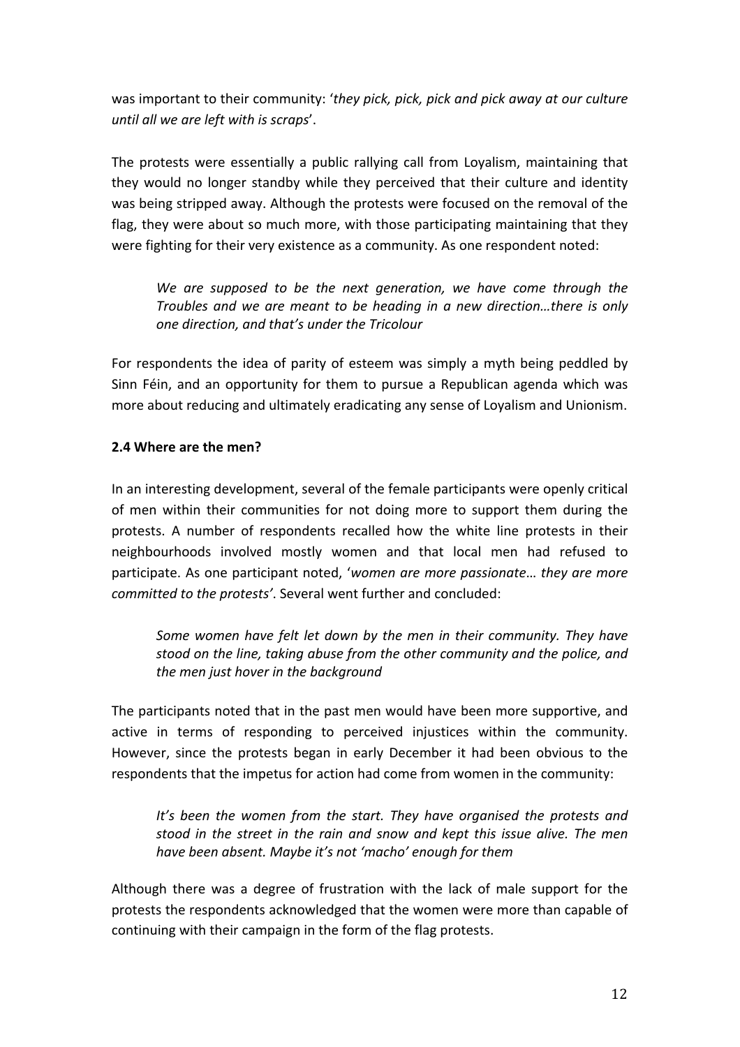was important to their community: '*they pick, pick, pick and pick away at our culture until all we are left with is scraps*'.

The protests were essentially a public rallying call from Loyalism, maintaining that they would no longer standby while they perceived that their culture and identity was being stripped away. Although the protests were focused on the removal of the flag, they were about so much more, with those participating maintaining that they were fighting for their very existence as a community. As one respondent noted:

> *We are supposed to be the next generation, we have come through the Troubles and we are meant to be heading in a new direction…there is only one direction, and that's under the Tricolour*

For respondents the idea of parity of esteem was simply a myth being peddled by Sinn Féin, and an opportunity for them to pursue a Republican agenda which was more about reducing and ultimately eradicating any sense of Loyalism and Unionism.

### 2.4 Where are the men?

In an interesting development, several of the female participants were openly critical of men within their communities for not doing more to support them during the protests. A number of respondents recalled how the white line protests in their neighbourhoods involved mostly women and that local men had refused to participate. As one participant noted, '*women are more passionate… they are more committed to the protests'*. Several went further and concluded:

> *Some women have felt let down by the men in their community. They have stood on the line, taking abuse from the other community and the police, and the men just hover in the background*

The participants noted that in the past men would have been more supportive, and active in terms of responding to perceived injustices within the community. However, since the protests began in early December it had been obvious to the respondents that the impetus for action had come from women in the community:

> *It's been the women from the start. They have organised the protests and stood in the street in the rain and snow and kept this issue alive. The men have been absent. Maybe it's not 'macho' enough for them*

Although there was a degree of frustration with the lack of male support for the protests the respondents acknowledged that the women were more than capable of continuing with their campaign in the form of the flag protests.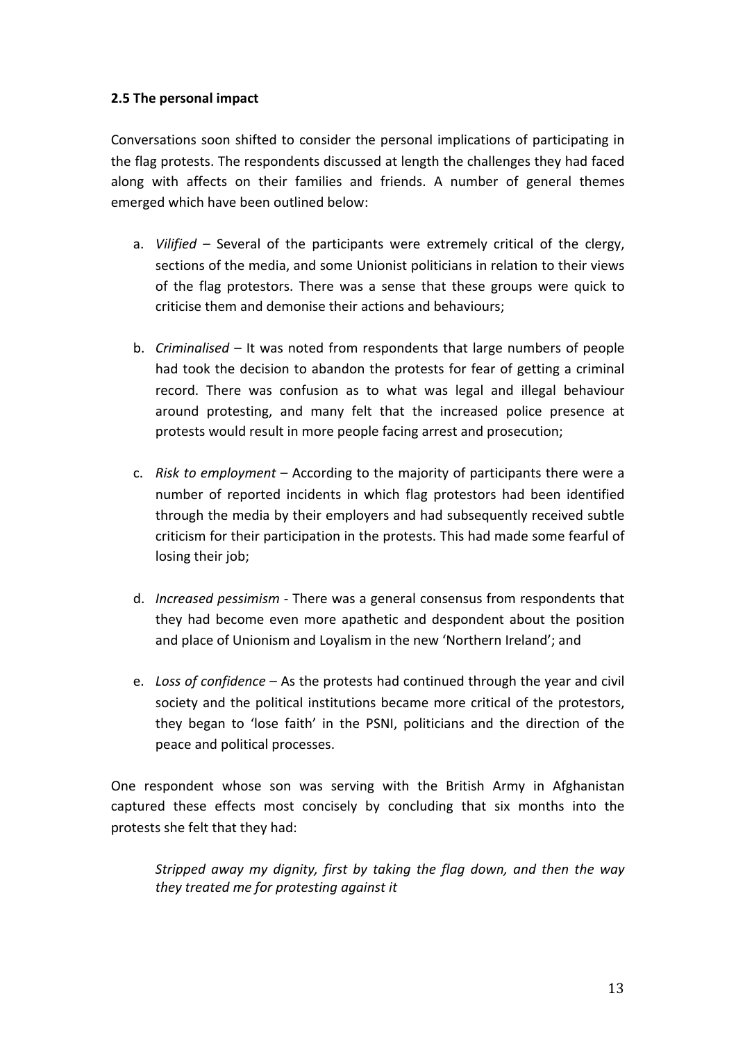**2.5 The personal impact**

Conversations soon shifted to consider the personal implications of participating in the flag protests. The respondents discussed at length the challenges they had faced along with affects on their families and friends. A number of general themes emerged which have been outlined below:

a. *Vilified* – Several of the participants were extremely critical of the clergy, sections of the media, and some Unionist politicians in relation to their views of the flag protestors. There was a sense that these groups were quick to criticise them and demonise their actions and behaviours;

b. *Criminalised* – It was noted from respondents that large numbers of people had took the decision to abandon the protests for fear of getting a criminal record. There was confusion as to what was legal and illegal behaviour around protesting, and many felt that the increased police presence at protests would result in more people facing arrest and prosecution;

c. *Risk to employment* – According to the majority of participants there were a number of reported incidents in which flag protestors had been identified through the media by their employers and had subsequently received subtle criticism for their participation in the protests. This had made some fearful of losing their job;

d. *Increased pessimism* - There was a general consensus from respondents that they had become even more apathetic and despondent about the position and place of Unionism and Loyalism in the new 'Northern Ireland'; and

e. *Loss of confidence* – As the protests had continued through the year and civil society and the political institutions became more critical of the protestors, they began to 'lose faith' in the PSNI, politicians and the direction of the peace and political processes.

One respondent whose son was serving with the British Army in Afghanistan captured these effects most concisely by concluding that six months into the protests she felt that they had:

> *Stripped away my dignity, first by taking the flag down, and then the way they treated me for protesting against it*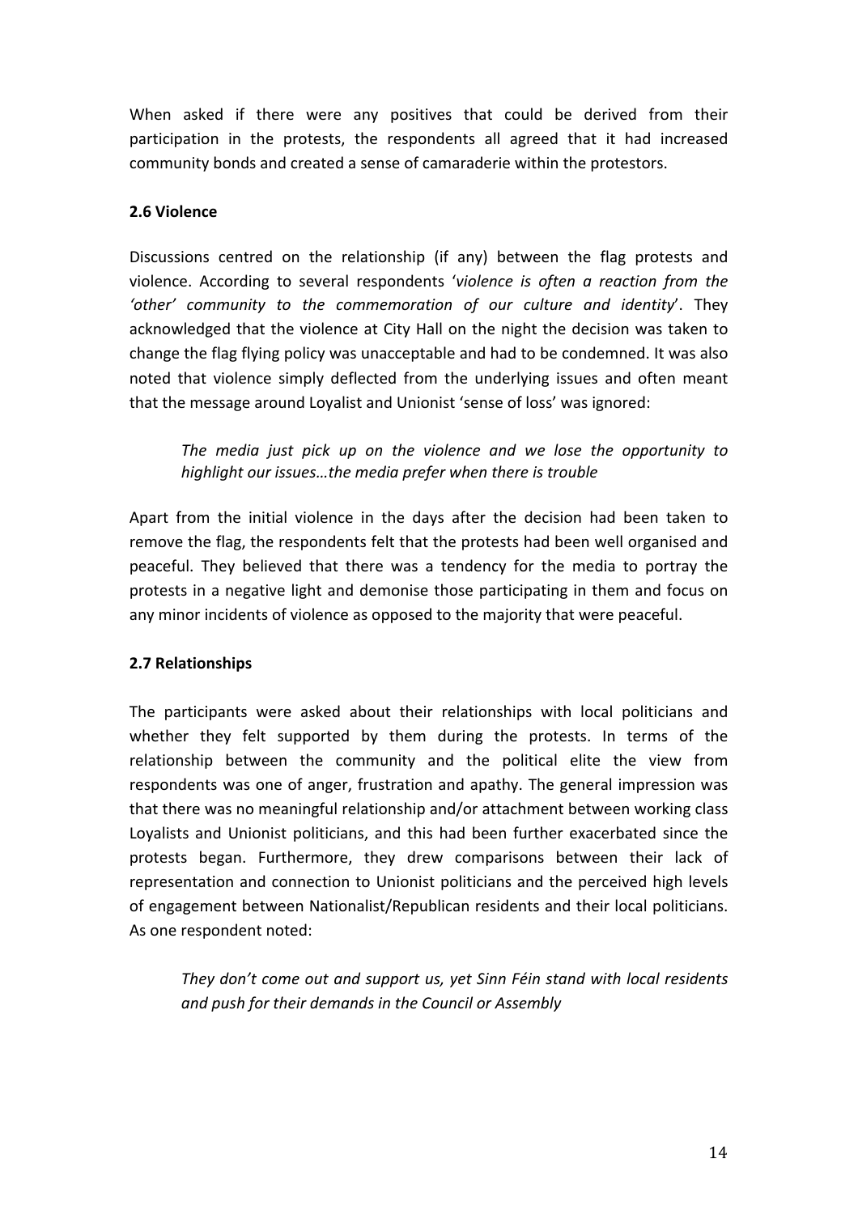When asked if there were any positives that could be derived from their participation in the protests, the respondents all agreed that it had increased community bonds and created a sense of camaraderie within the protestors.

### 2.6 Violence

Discussions centred on the relationship (if any) between the flag protests and violence. According to several respondents '*violence is often a reaction from the 'other' community to the commemoration of our culture and identity*'. They acknowledged that the violence at City Hall on the night the decision was taken to change the flag flying policy was unacceptable and had to be condemned. It was also noted that violence simply deflected from the underlying issues and often meant that the message around Loyalist and Unionist 'sense of loss' was ignored:

> *The media just pick up on the violence and we lose the opportunity to highlight our issues…the media prefer when there is trouble*

Apart from the initial violence in the days after the decision had been taken to remove the flag, the respondents felt that the protests had been well organised and peaceful. They believed that there was a tendency for the media to portray the protests in a negative light and demonise those participating in them and focus on any minor incidents of violence as opposed to the majority that were peaceful.

### 2.7 Relationships

The participants were asked about their relationships with local politicians and whether they felt supported by them during the protests. In terms of the relationship between the community and the political elite the view from respondents was one of anger, frustration and apathy. The general impression was that there was no meaningful relationship and/or attachment between working class Loyalists and Unionist politicians, and this had been further exacerbated since the protests began. Furthermore, they drew comparisons between their lack of representation and connection to Unionist politicians and the perceived high levels of engagement between Nationalist/Republican residents and their local politicians. As one respondent noted:

> *They don't come out and support us, yet Sinn Féin stand with local residents and push for their demands in the Council or Assembly*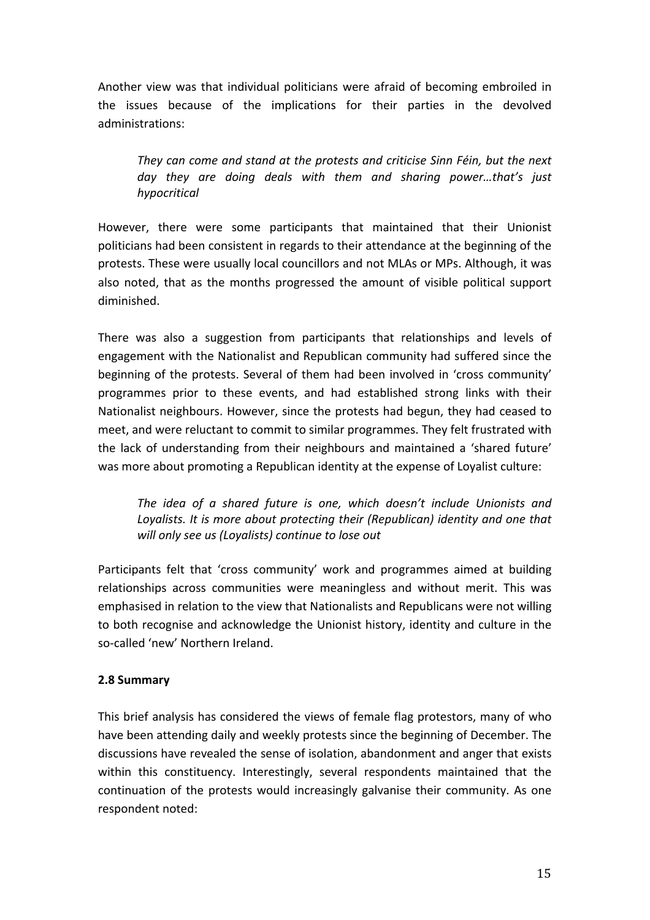Another view was that individual politicians were afraid of becoming embroiled in the issues because of the implications for their parties in the devolved administrations:

> *They can come and stand at the protests and criticise Sinn Féin, but the next day they are doing deals with them and sharing power…that's just hypocritical*

However, there were some participants that maintained that their Unionist politicians had been consistent in regards to their attendance at the beginning of the protests. These were usually local councillors and not MLAs or MPs. Although, it was also noted, that as the months progressed the amount of visible political support diminished.

There was also a suggestion from participants that relationships and levels of engagement with the Nationalist and Republican community had suffered since the beginning of the protests. Several of them had been involved in 'cross community' programmes prior to these events, and had established strong links with their Nationalist neighbours. However, since the protests had begun, they had ceased to meet, and were reluctant to commit to similar programmes. They felt frustrated with the lack of understanding from their neighbours and maintained a 'shared future' was more about promoting a Republican identity at the expense of Loyalist culture:

> *The idea of a shared future is one, which doesn't include Unionists and Loyalists. It is more about protecting their (Republican) identity and one that will only see us (Loyalists) continue to lose out*

Participants felt that 'cross community' work and programmes aimed at building relationships across communities were meaningless and without merit. This was emphasised in relation to the view that Nationalists and Republicans were not willing to both recognise and acknowledge the Unionist history, identity and culture in the so-called 'new' Northern Ireland.

**2.8 Summary**

This brief analysis has considered the views of female flag protestors, many of who have been attending daily and weekly protests since the beginning of December. The discussions have revealed the sense of isolation, abandonment and anger that exists within this constituency. Interestingly, several respondents maintained that the continuation of the protests would increasingly galvanise their community. As one respondent noted: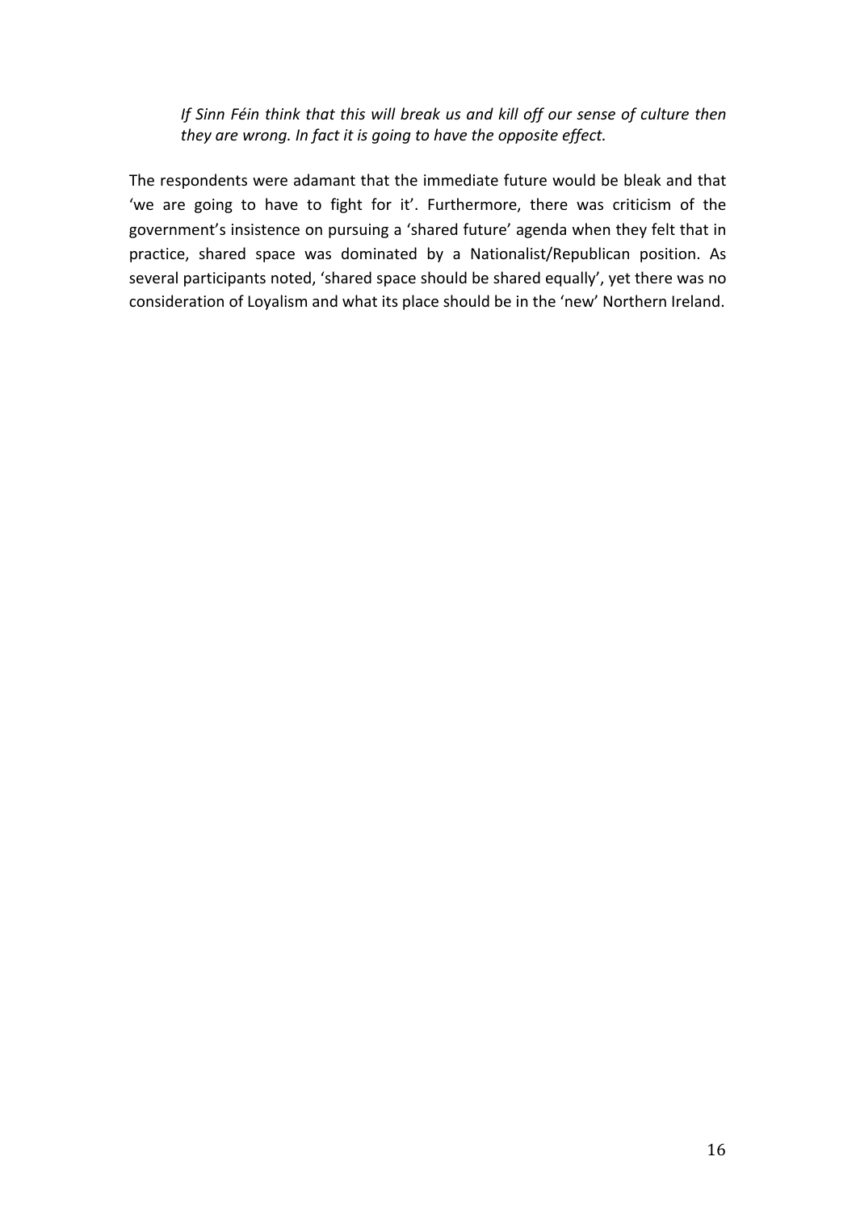> *If Sinn Féin think that this will break us and kill off our sense of culture then they are wrong. In fact it is going to have the opposite effect.*

The respondents were adamant that the immediate future would be bleak and that 'we are going to have to fight for it'. Furthermore, there was criticism of the government's insistence on pursuing a 'shared future' agenda when they felt that in practice, shared space was dominated by a Nationalist/Republican position. As several participants noted, 'shared space should be shared equally', yet there was no consideration of Loyalism and what its place should be in the 'new' Northern Ireland.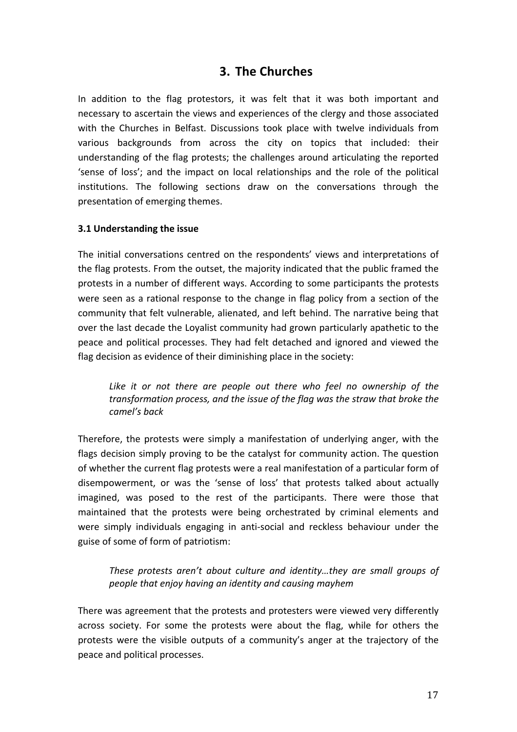## 3. The Churches

In addition to the flag protestors, it was felt that it was both important and necessary to ascertain the views and experiences of the clergy and those associated with the Churches in Belfast. Discussions took place with twelve individuals from various backgrounds from across the city on topics that included: their understanding of the flag protests; the challenges around articulating the reported 'sense of loss'; and the impact on local relationships and the role of the political institutions. The following sections draw on the conversations through the presentation of emerging themes.

### 3.1 Understanding the issue

The initial conversations centred on the respondents' views and interpretations of the flag protests. From the outset, the majority indicated that the public framed the protests in a number of different ways. According to some participants the protests were seen as a rational response to the change in flag policy from a section of the community that felt vulnerable, alienated, and left behind. The narrative being that over the last decade the Loyalist community had grown particularly apathetic to the peace and political processes. They had felt detached and ignored and viewed the flag decision as evidence of their diminishing place in the society:

> *Like it or not there are people out there who feel no ownership of the transformation process, and the issue of the flag was the straw that broke the camel's back*

Therefore, the protests were simply a manifestation of underlying anger, with the flags decision simply proving to be the catalyst for community action. The question of whether the current flag protests were a real manifestation of a particular form of disempowerment, or was the 'sense of loss' that protests talked about actually imagined, was posed to the rest of the participants. There were those that maintained that the protests were being orchestrated by criminal elements and were simply individuals engaging in anti-social and reckless behaviour under the guise of some of form of patriotism:

> *These protests aren't about culture and identity…they are small groups of people that enjoy having an identity and causing mayhem*

There was agreement that the protests and protesters were viewed very differently across society. For some the protests were about the flag, while for others the protests were the visible outputs of a community's anger at the trajectory of the peace and political processes.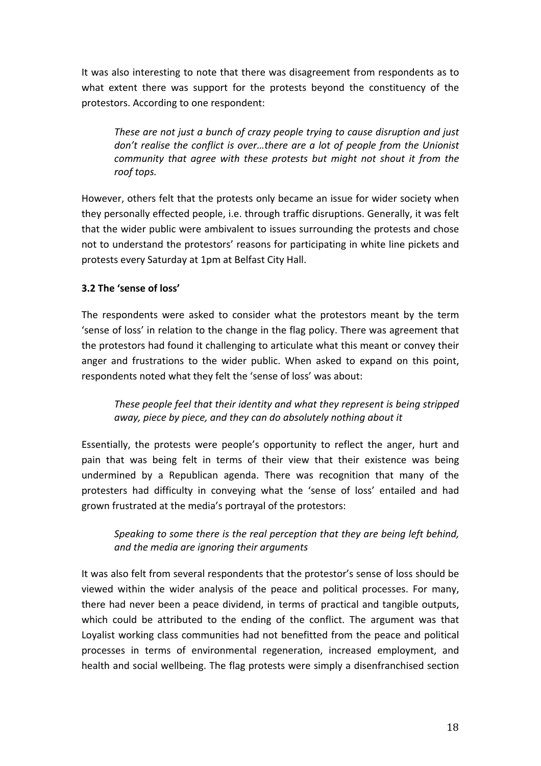It was also interesting to note that there was disagreement from respondents as to what extent there was support for the protests beyond the constituency of the protestors. According to one respondent:

> *These are not just a bunch of crazy people trying to cause disruption and just don't realise the conflict is over…there are a lot of people from the Unionist community that agree with these protests but might not shout it from the roof tops.*

However, others felt that the protests only became an issue for wider society when they personally effected people, i.e. through traffic disruptions. Generally, it was felt that the wider public were ambivalent to issues surrounding the protests and chose not to understand the protestors' reasons for participating in white line pickets and protests every Saturday at 1pm at Belfast City Hall.

### 3.2 The 'sense of loss'

The respondents were asked to consider what the protestors meant by the term 'sense of loss' in relation to the change in the flag policy. There was agreement that the protestors had found it challenging to articulate what this meant or convey their anger and frustrations to the wider public. When asked to expand on this point, respondents noted what they felt the 'sense of loss' was about:

> *These people feel that their identity and what they represent is being stripped away, piece by piece, and they can do absolutely nothing about it*

Essentially, the protests were people's opportunity to reflect the anger, hurt and pain that was being felt in terms of their view that their existence was being undermined by a Republican agenda. There was recognition that many of the protesters had difficulty in conveying what the 'sense of loss' entailed and had grown frustrated at the media's portrayal of the protestors:

> *Speaking to some there is the real perception that they are being left behind, and the media are ignoring their arguments*

It was also felt from several respondents that the protestor's sense of loss should be viewed within the wider analysis of the peace and political processes. For many, there had never been a peace dividend, in terms of practical and tangible outputs, which could be attributed to the ending of the conflict. The argument was that Loyalist working class communities had not benefitted from the peace and political processes in terms of environmental regeneration, increased employment, and health and social wellbeing. The flag protests were simply a disenfranchised section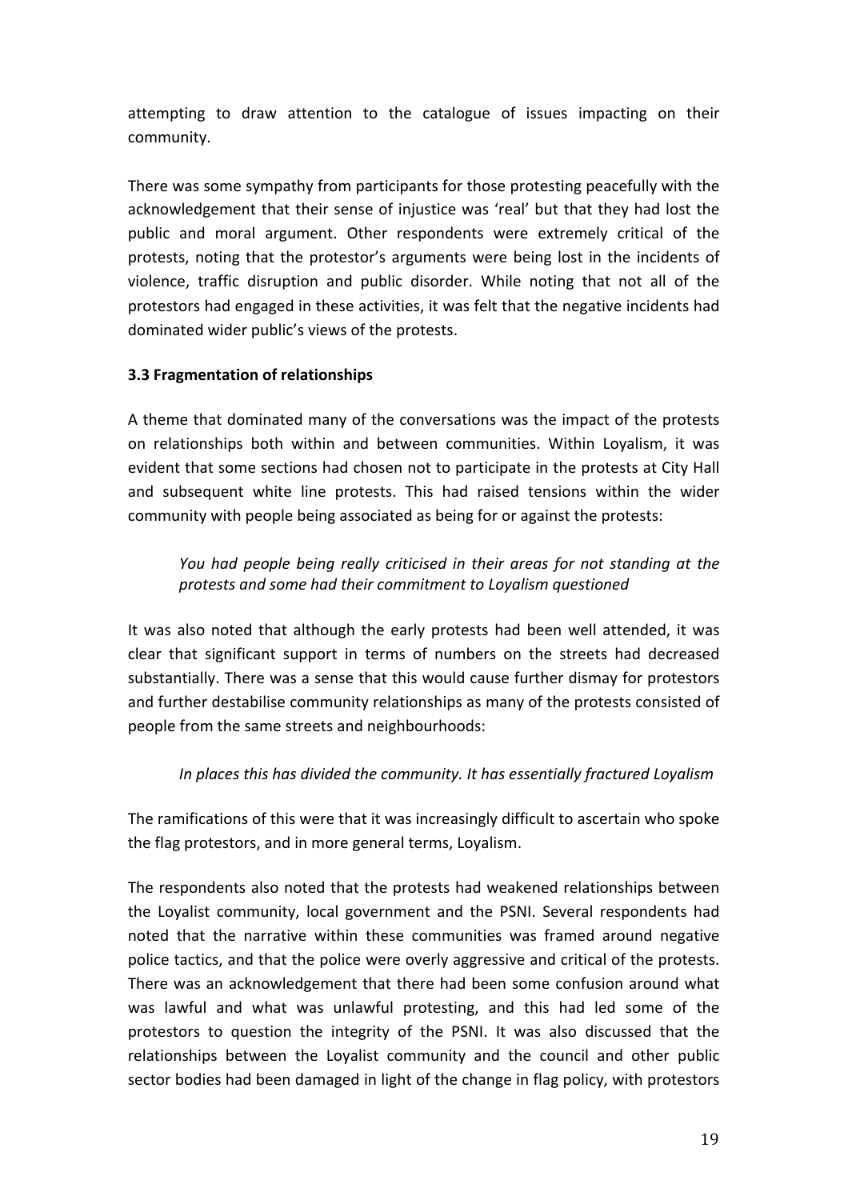attempting to draw attention to the catalogue of issues impacting on their community.

There was some sympathy from participants for those protesting peacefully with the acknowledgement that their sense of injustice was 'real' but that they had lost the public and moral argument. Other respondents were extremely critical of the protests, noting that the protestor's arguments were being lost in the incidents of violence, traffic disruption and public disorder. While noting that not all of the protestors had engaged in these activities, it was felt that the negative incidents had dominated wider public's views of the protests.

### 3.3 Fragmentation of relationships

A theme that dominated many of the conversations was the impact of the protests on relationships both within and between communities. Within Loyalism, it was evident that some sections had chosen not to participate in the protests at City Hall and subsequent white line protests. This had raised tensions within the wider community with people being associated as being for or against the protests:

> *You had people being really criticised in their areas for not standing at the protests and some had their commitment to Loyalism questioned*

It was also noted that although the early protests had been well attended, it was clear that significant support in terms of numbers on the streets had decreased substantially. There was a sense that this would cause further dismay for protestors and further destabilise community relationships as many of the protests consisted of people from the same streets and neighbourhoods:

> *In places this has divided the community. It has essentially fractured Loyalism*

The ramifications of this were that it was increasingly difficult to ascertain who spoke the flag protestors, and in more general terms, Loyalism.

The respondents also noted that the protests had weakened relationships between the Loyalist community, local government and the PSNI. Several respondents had noted that the narrative within these communities was framed around negative police tactics, and that the police were overly aggressive and critical of the protests. There was an acknowledgement that there had been some confusion around what was lawful and what was unlawful protesting, and this had led some of the protestors to question the integrity of the PSNI. It was also discussed that the relationships between the Loyalist community and the council and other public sector bodies had been damaged in light of the change in flag policy, with protestors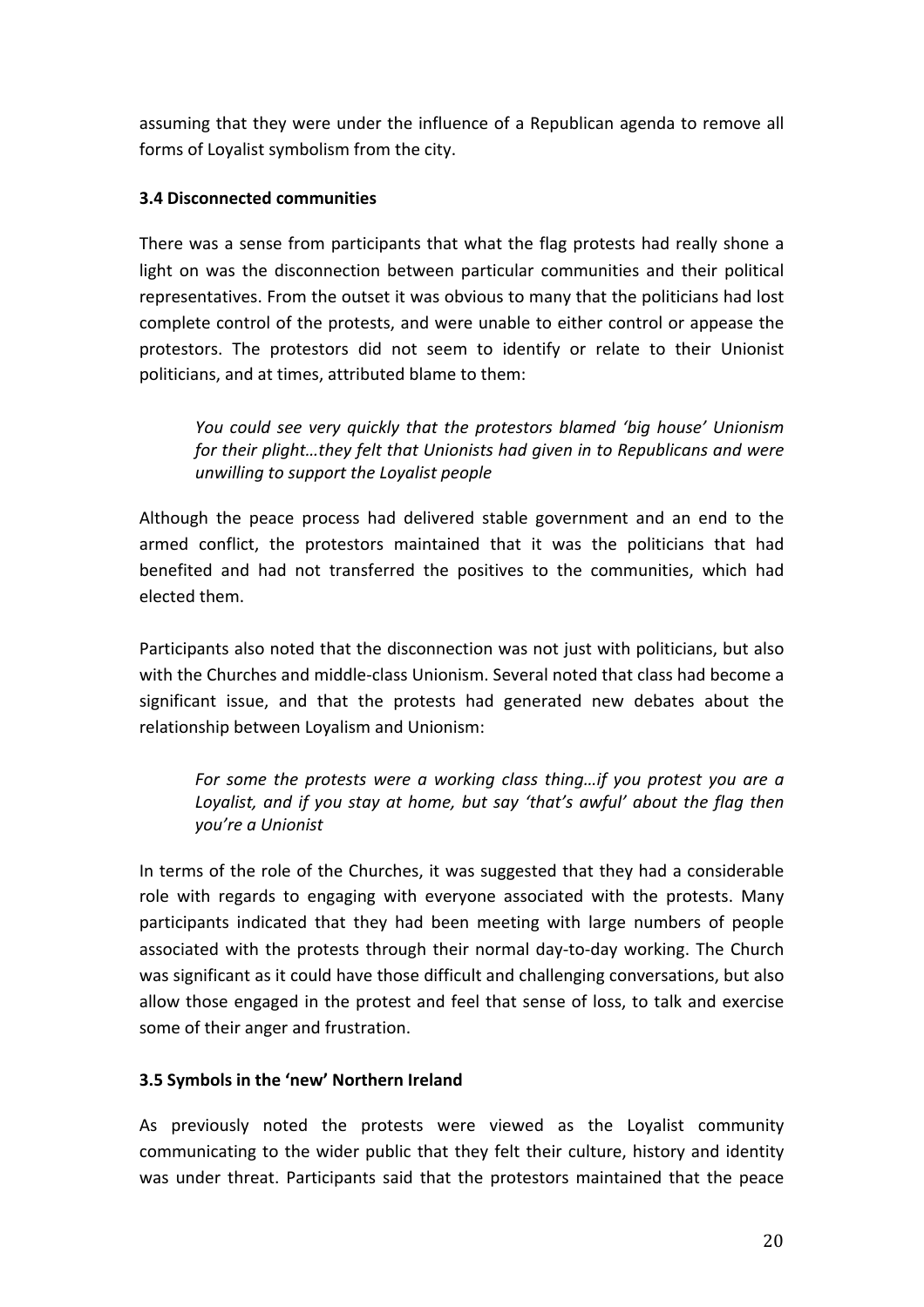assuming that they were under the influence of a Republican agenda to remove all forms of Loyalist symbolism from the city.

### 3.4 Disconnected communities

There was a sense from participants that what the flag protests had really shone a light on was the disconnection between particular communities and their political representatives. From the outset it was obvious to many that the politicians had lost complete control of the protests, and were unable to either control or appease the protestors. The protestors did not seem to identify or relate to their Unionist politicians, and at times, attributed blame to them:

> *You could see very quickly that the protestors blamed 'big house' Unionism for their plight…they felt that Unionists had given in to Republicans and were unwilling to support the Loyalist people*

Although the peace process had delivered stable government and an end to the armed conflict, the protestors maintained that it was the politicians that had benefited and had not transferred the positives to the communities, which had elected them.

Participants also noted that the disconnection was not just with politicians, but also with the Churches and middle-class Unionism. Several noted that class had become a significant issue, and that the protests had generated new debates about the relationship between Loyalism and Unionism:

> *For some the protests were a working class thing…if you protest you are a Loyalist, and if you stay at home, but say 'that's awful' about the flag then you're a Unionist*

In terms of the role of the Churches, it was suggested that they had a considerable role with regards to engaging with everyone associated with the protests. Many participants indicated that they had been meeting with large numbers of people associated with the protests through their normal day-to-day working. The Church was significant as it could have those difficult and challenging conversations, but also allow those engaged in the protest and feel that sense of loss, to talk and exercise some of their anger and frustration.

### 3.5 Symbols in the 'new' Northern Ireland

As previously noted the protests were viewed as the Loyalist community communicating to the wider public that they felt their culture, history and identity was under threat. Participants said that the protestors maintained that the peace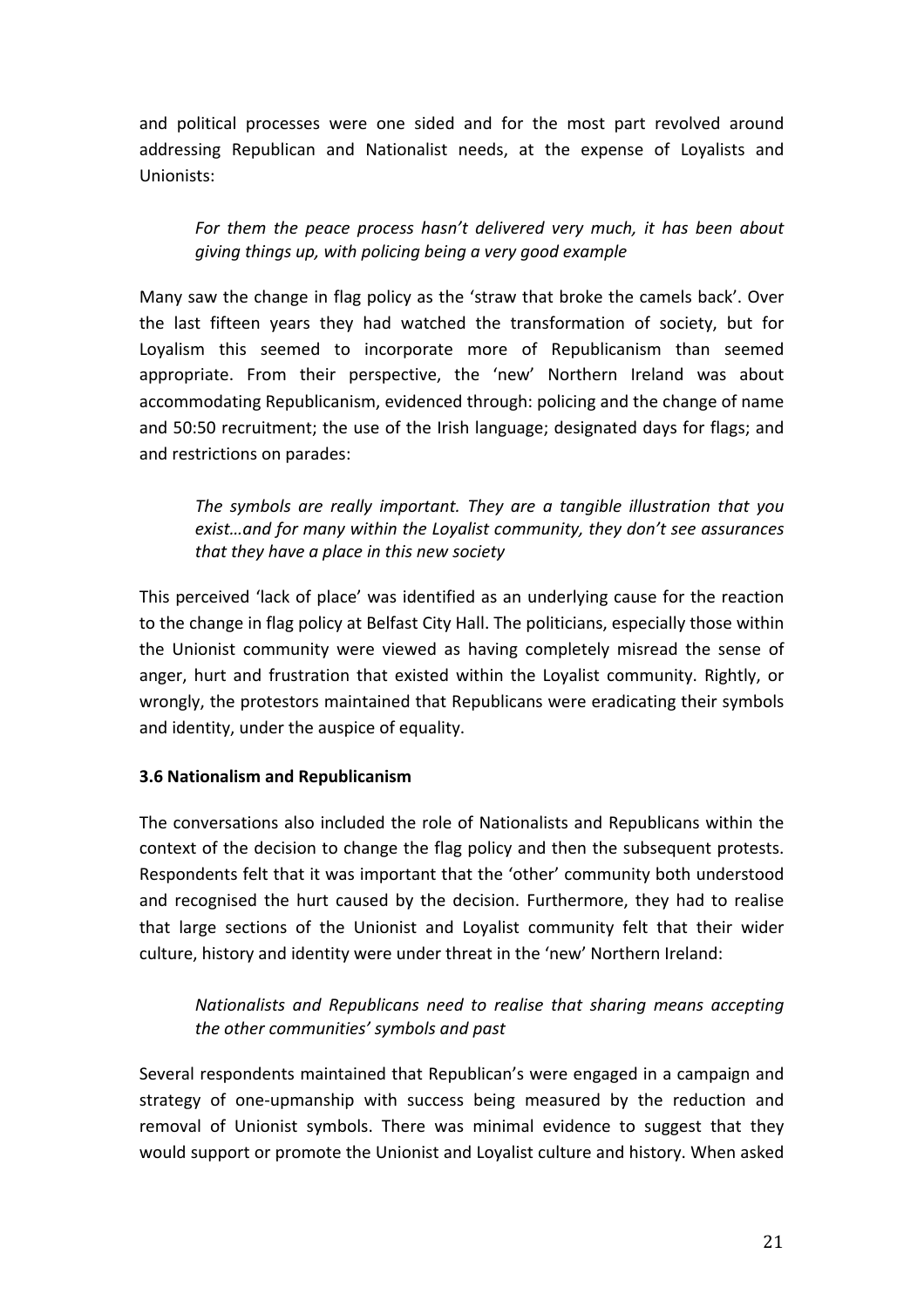and political processes were one sided and for the most part revolved around addressing Republican and Nationalist needs, at the expense of Loyalists and Unionists:

> *For them the peace process hasn't delivered very much, it has been about giving things up, with policing being a very good example*

Many saw the change in flag policy as the 'straw that broke the camels back'. Over the last fifteen years they had watched the transformation of society, but for Loyalism this seemed to incorporate more of Republicanism than seemed appropriate. From their perspective, the 'new' Northern Ireland was about accommodating Republicanism, evidenced through: policing and the change of name and 50:50 recruitment; the use of the Irish language; designated days for flags; and and restrictions on parades:

> *The symbols are really important. They are a tangible illustration that you exist…and for many within the Loyalist community, they don't see assurances that they have a place in this new society*

This perceived 'lack of place' was identified as an underlying cause for the reaction to the change in flag policy at Belfast City Hall. The politicians, especially those within the Unionist community were viewed as having completely misread the sense of anger, hurt and frustration that existed within the Loyalist community. Rightly, or wrongly, the protestors maintained that Republicans were eradicating their symbols and identity, under the auspice of equality.

**3.6 Nationalism and Republicanism**

The conversations also included the role of Nationalists and Republicans within the context of the decision to change the flag policy and then the subsequent protests. Respondents felt that it was important that the 'other' community both understood and recognised the hurt caused by the decision. Furthermore, they had to realise that large sections of the Unionist and Loyalist community felt that their wider culture, history and identity were under threat in the 'new' Northern Ireland:

> *Nationalists and Republicans need to realise that sharing means accepting the other communities' symbols and past*

Several respondents maintained that Republican's were engaged in a campaign and strategy of one-upmanship with success being measured by the reduction and removal of Unionist symbols. There was minimal evidence to suggest that they would support or promote the Unionist and Loyalist culture and history. When asked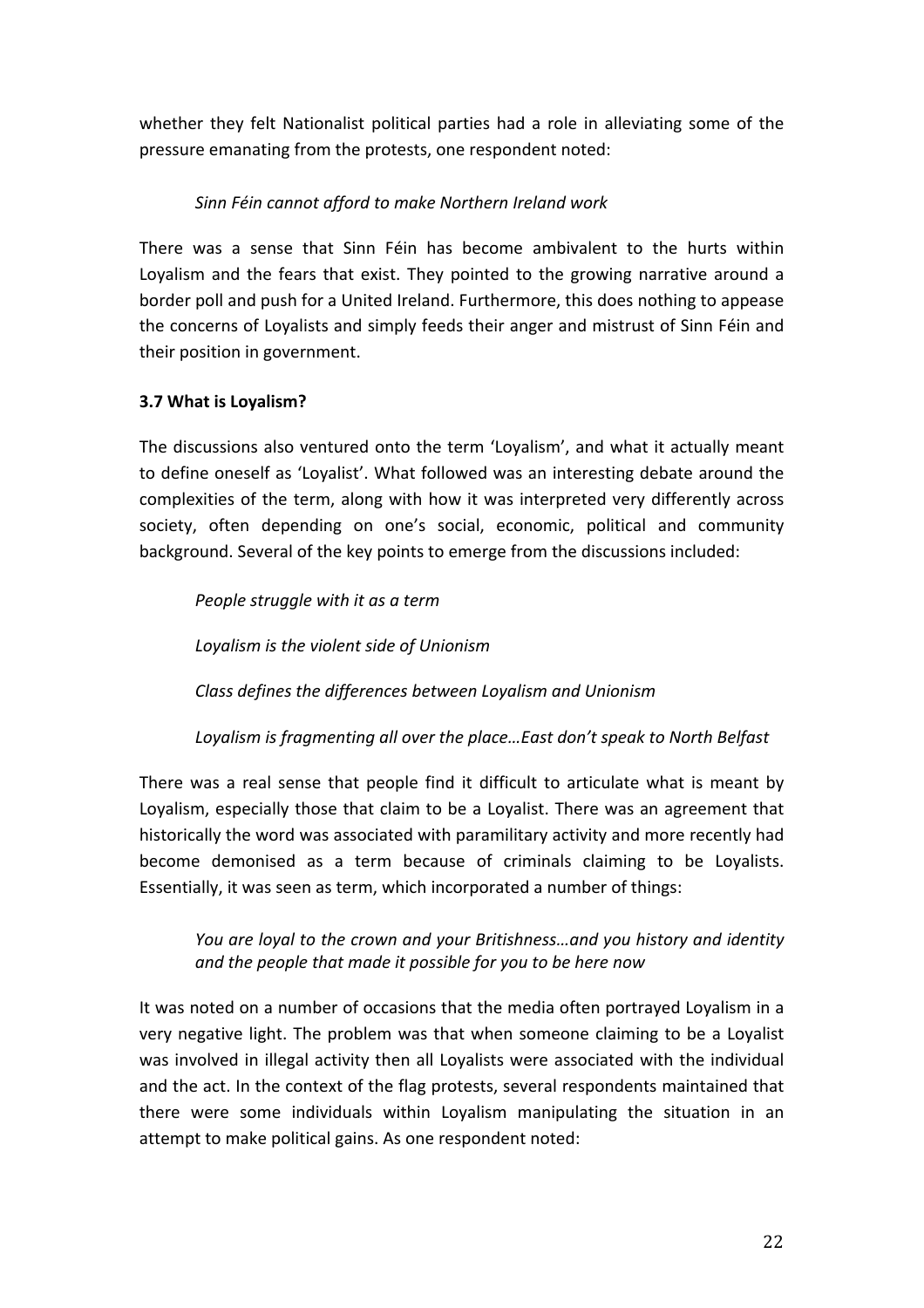whether they felt Nationalist political parties had a role in alleviating some of the pressure emanating from the protests, one respondent noted:

> *Sinn Féin cannot afford to make Northern Ireland work*

There was a sense that Sinn Féin has become ambivalent to the hurts within Loyalism and the fears that exist. They pointed to the growing narrative around a border poll and push for a United Ireland. Furthermore, this does nothing to appease the concerns of Loyalists and simply feeds their anger and mistrust of Sinn Féin and their position in government.

### 3.7 What is Loyalism?

The discussions also ventured onto the term 'Loyalism', and what it actually meant to define oneself as 'Loyalist'. What followed was an interesting debate around the complexities of the term, along with how it was interpreted very differently across society, often depending on one's social, economic, political and community background. Several of the key points to emerge from the discussions included:

> *People struggle with it as a term*
>
> *Loyalism is the violent side of Unionism*
>
> *Class defines the differences between Loyalism and Unionism*
>
> *Loyalism is fragmenting all over the place…East don't speak to North Belfast*

There was a real sense that people find it difficult to articulate what is meant by Loyalism, especially those that claim to be a Loyalist. There was an agreement that historically the word was associated with paramilitary activity and more recently had become demonised as a term because of criminals claiming to be Loyalists. Essentially, it was seen as term, which incorporated a number of things:

> *You are loyal to the crown and your Britishness…and you history and identity and the people that made it possible for you to be here now*

It was noted on a number of occasions that the media often portrayed Loyalism in a very negative light. The problem was that when someone claiming to be a Loyalist was involved in illegal activity then all Loyalists were associated with the individual and the act. In the context of the flag protests, several respondents maintained that there were some individuals within Loyalism manipulating the situation in an attempt to make political gains. As one respondent noted: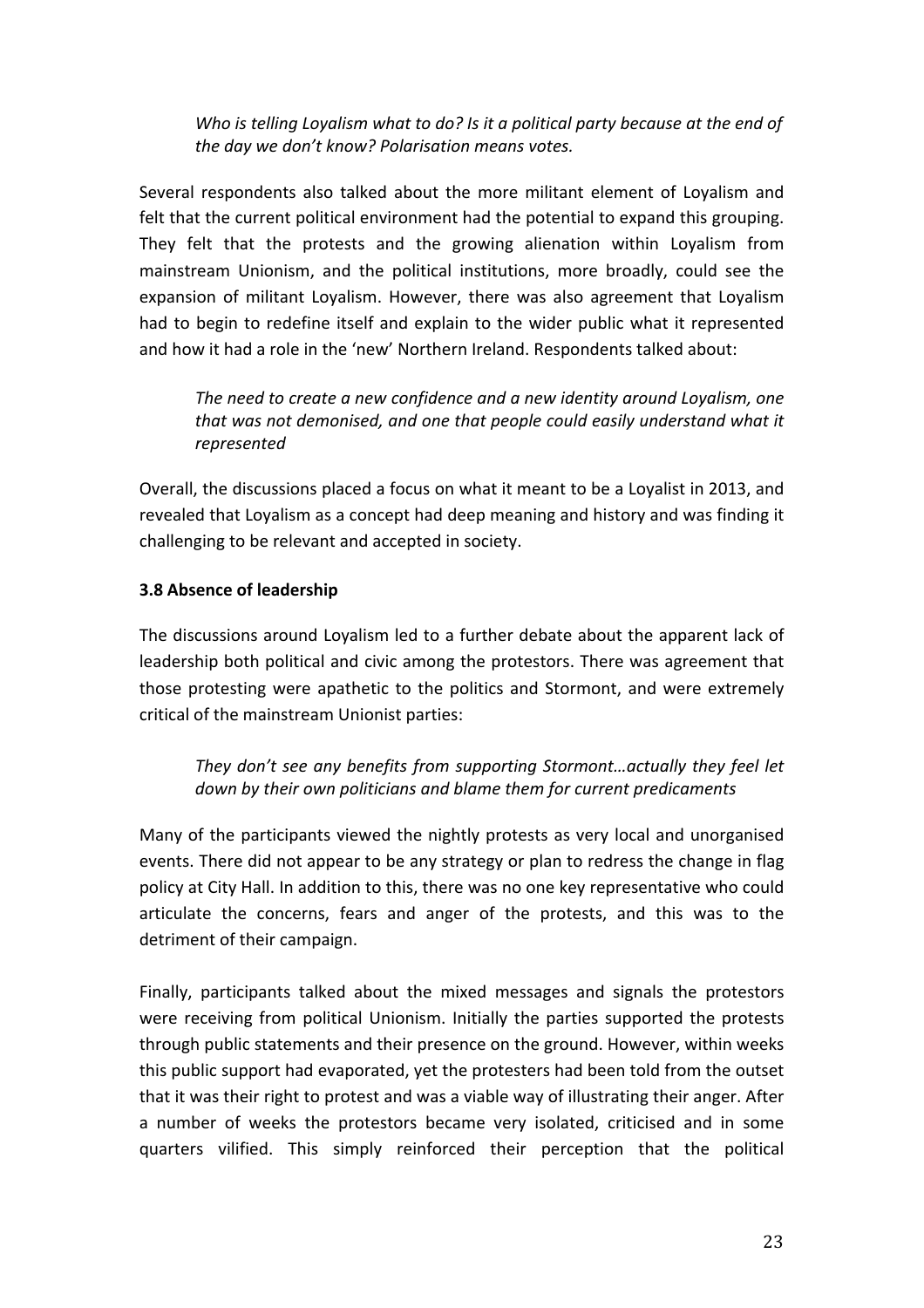*Who is telling Loyalism what to do? Is it a political party because at the end of the day we don't know? Polarisation means votes.*

Several respondents also talked about the more militant element of Loyalism and felt that the current political environment had the potential to expand this grouping. They felt that the protests and the growing alienation within Loyalism from mainstream Unionism, and the political institutions, more broadly, could see the expansion of militant Loyalism. However, there was also agreement that Loyalism had to begin to redefine itself and explain to the wider public what it represented and how it had a role in the 'new' Northern Ireland. Respondents talked about:

*The need to create a new confidence and a new identity around Loyalism, one that was not demonised, and one that people could easily understand what it represented*

Overall, the discussions placed a focus on what it meant to be a Loyalist in 2013, and revealed that Loyalism as a concept had deep meaning and history and was finding it challenging to be relevant and accepted in society.

### 3.8 Absence of leadership

The discussions around Loyalism led to a further debate about the apparent lack of leadership both political and civic among the protestors. There was agreement that those protesting were apathetic to the politics and Stormont, and were extremely critical of the mainstream Unionist parties:

*They don't see any benefits from supporting Stormont…actually they feel let down by their own politicians and blame them for current predicaments*

Many of the participants viewed the nightly protests as very local and unorganised events. There did not appear to be any strategy or plan to redress the change in flag policy at City Hall. In addition to this, there was no one key representative who could articulate the concerns, fears and anger of the protests, and this was to the detriment of their campaign.

Finally, participants talked about the mixed messages and signals the protestors were receiving from political Unionism. Initially the parties supported the protests through public statements and their presence on the ground. However, within weeks this public support had evaporated, yet the protesters had been told from the outset that it was their right to protest and was a viable way of illustrating their anger. After a number of weeks the protestors became very isolated, criticised and in some quarters vilified. This simply reinforced their perception that the political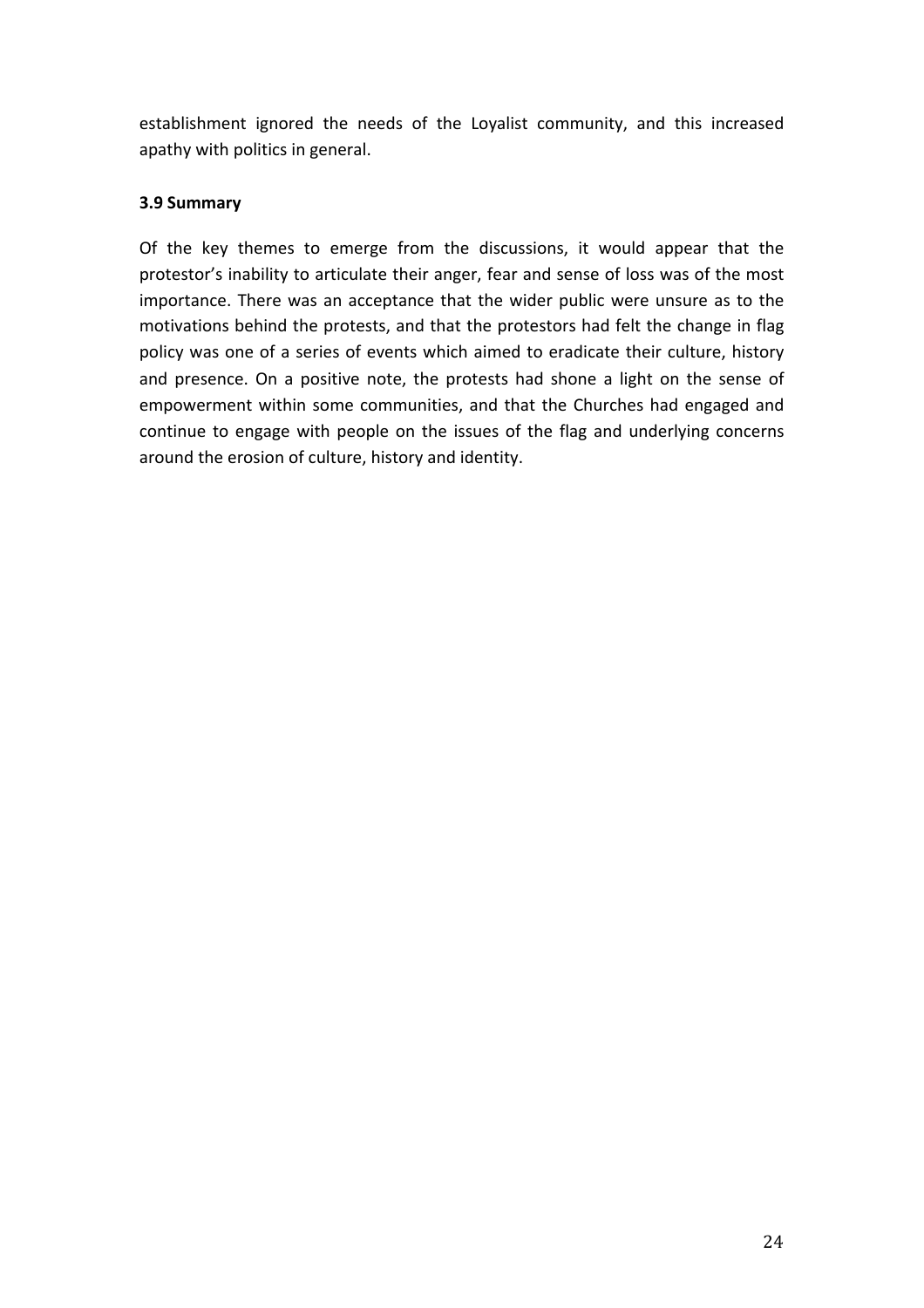establishment ignored the needs of the Loyalist community, and this increased apathy with politics in general.

### 3.9 Summary

Of the key themes to emerge from the discussions, it would appear that the protestor's inability to articulate their anger, fear and sense of loss was of the most importance. There was an acceptance that the wider public were unsure as to the motivations behind the protests, and that the protestors had felt the change in flag policy was one of a series of events which aimed to eradicate their culture, history and presence. On a positive note, the protests had shone a light on the sense of empowerment within some communities, and that the Churches had engaged and continue to engage with people on the issues of the flag and underlying concerns around the erosion of culture, history and identity.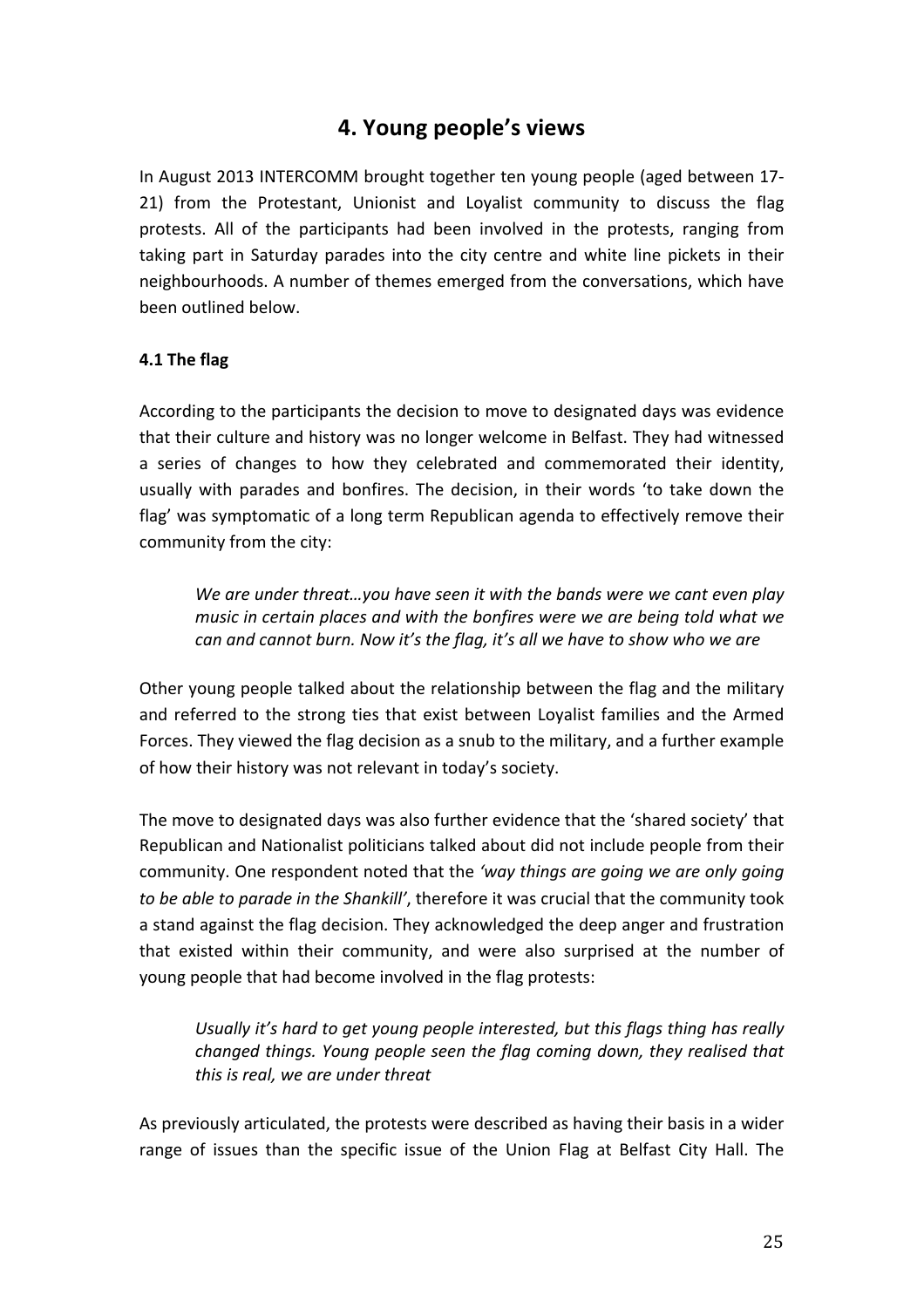# 4. Young people's views

In August 2013 INTERCOMM brought together ten young people (aged between 17-21) from the Protestant, Unionist and Loyalist community to discuss the flag protests. All of the participants had been involved in the protests, ranging from taking part in Saturday parades into the city centre and white line pickets in their neighbourhoods. A number of themes emerged from the conversations, which have been outlined below.

## 4.1 The flag

According to the participants the decision to move to designated days was evidence that their culture and history was no longer welcome in Belfast. They had witnessed a series of changes to how they celebrated and commemorated their identity, usually with parades and bonfires. The decision, in their words 'to take down the flag' was symptomatic of a long term Republican agenda to effectively remove their community from the city:

> *We are under threat…you have seen it with the bands were we cant even play music in certain places and with the bonfires were we are being told what we can and cannot burn. Now it's the flag, it's all we have to show who we are*

Other young people talked about the relationship between the flag and the military and referred to the strong ties that exist between Loyalist families and the Armed Forces. They viewed the flag decision as a snub to the military, and a further example of how their history was not relevant in today's society.

The move to designated days was also further evidence that the 'shared society' that Republican and Nationalist politicians talked about did not include people from their community. One respondent noted that the *'way things are going we are only going to be able to parade in the Shankill'*, therefore it was crucial that the community took a stand against the flag decision. They acknowledged the deep anger and frustration that existed within their community, and were also surprised at the number of young people that had become involved in the flag protests:

> *Usually it's hard to get young people interested, but this flags thing has really changed things. Young people seen the flag coming down, they realised that this is real, we are under threat*

As previously articulated, the protests were described as having their basis in a wider range of issues than the specific issue of the Union Flag at Belfast City Hall. The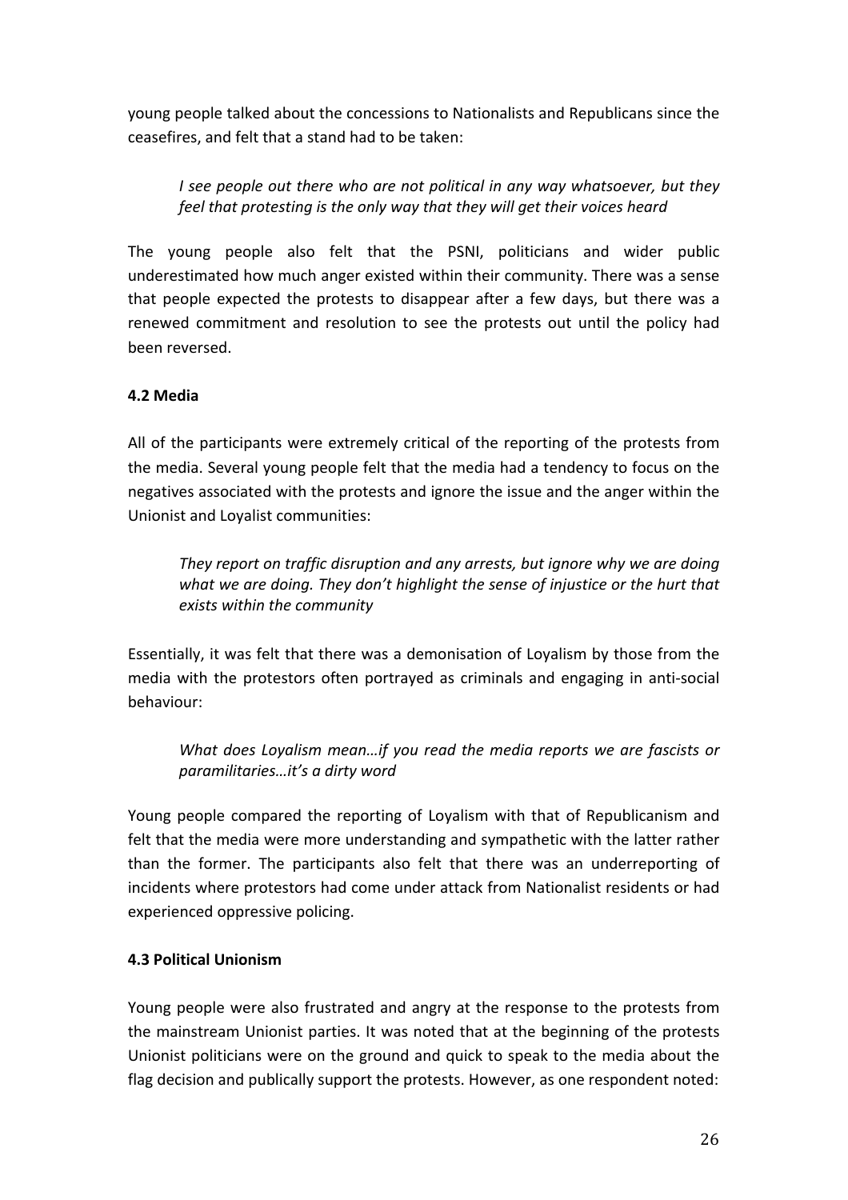young people talked about the concessions to Nationalists and Republicans since the ceasefires, and felt that a stand had to be taken:

> *I see people out there who are not political in any way whatsoever, but they feel that protesting is the only way that they will get their voices heard*

The young people also felt that the PSNI, politicians and wider public underestimated how much anger existed within their community. There was a sense that people expected the protests to disappear after a few days, but there was a renewed commitment and resolution to see the protests out until the policy had been reversed.

### 4.2 Media

All of the participants were extremely critical of the reporting of the protests from the media. Several young people felt that the media had a tendency to focus on the negatives associated with the protests and ignore the issue and the anger within the Unionist and Loyalist communities:

> *They report on traffic disruption and any arrests, but ignore why we are doing what we are doing. They don't highlight the sense of injustice or the hurt that exists within the community*

Essentially, it was felt that there was a demonisation of Loyalism by those from the media with the protestors often portrayed as criminals and engaging in anti-social behaviour:

> *What does Loyalism mean…if you read the media reports we are fascists or paramilitaries…it's a dirty word*

Young people compared the reporting of Loyalism with that of Republicanism and felt that the media were more understanding and sympathetic with the latter rather than the former. The participants also felt that there was an underreporting of incidents where protestors had come under attack from Nationalist residents or had experienced oppressive policing.

### 4.3 Political Unionism

Young people were also frustrated and angry at the response to the protests from the mainstream Unionist parties. It was noted that at the beginning of the protests Unionist politicians were on the ground and quick to speak to the media about the flag decision and publically support the protests. However, as one respondent noted: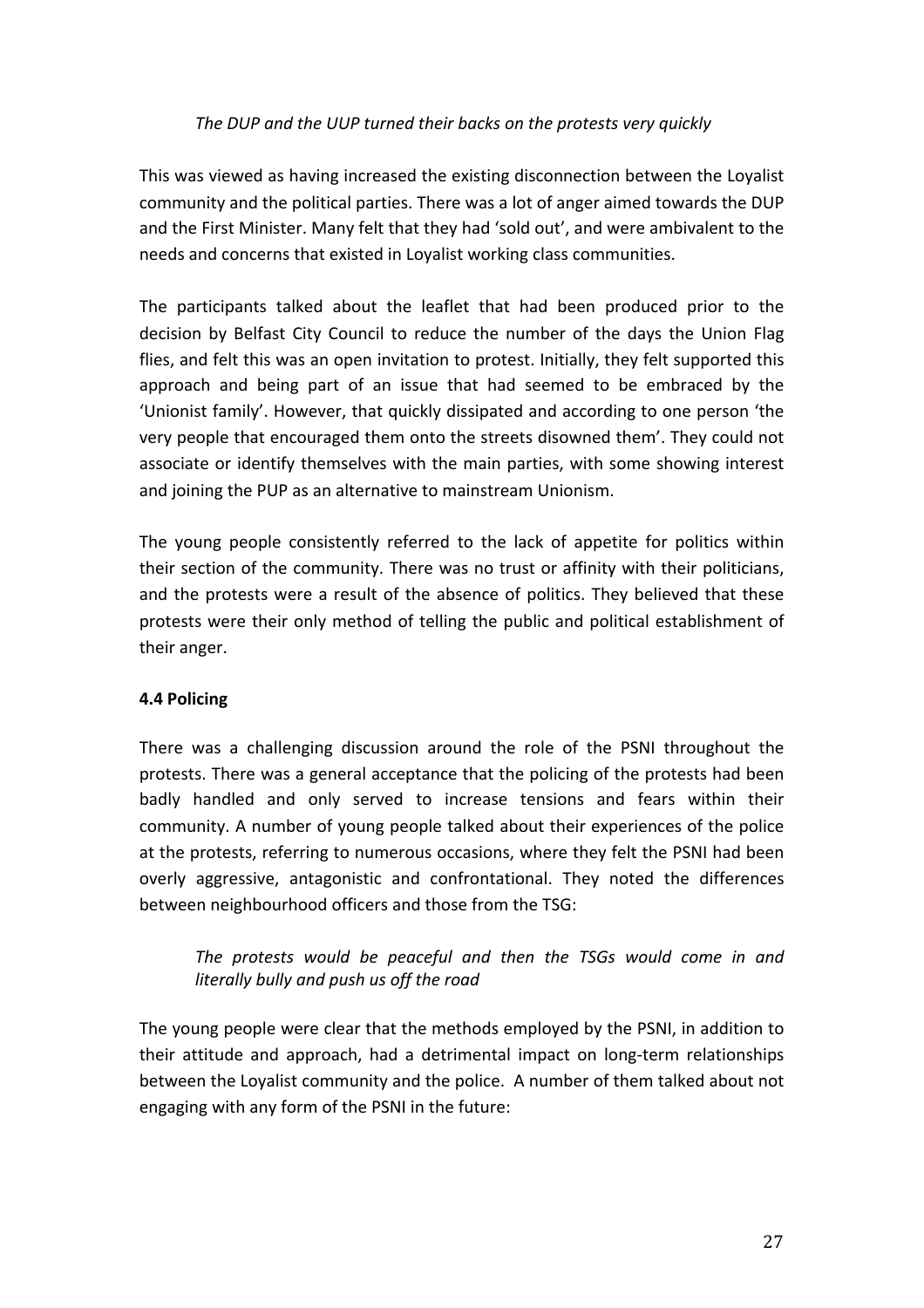> *The DUP and the UUP turned their backs on the protests very quickly*

This was viewed as having increased the existing disconnection between the Loyalist community and the political parties. There was a lot of anger aimed towards the DUP and the First Minister. Many felt that they had 'sold out', and were ambivalent to the needs and concerns that existed in Loyalist working class communities.

The participants talked about the leaflet that had been produced prior to the decision by Belfast City Council to reduce the number of the days the Union Flag flies, and felt this was an open invitation to protest. Initially, they felt supported this approach and being part of an issue that had seemed to be embraced by the 'Unionist family'. However, that quickly dissipated and according to one person 'the very people that encouraged them onto the streets disowned them'. They could not associate or identify themselves with the main parties, with some showing interest and joining the PUP as an alternative to mainstream Unionism.

The young people consistently referred to the lack of appetite for politics within their section of the community. There was no trust or affinity with their politicians, and the protests were a result of the absence of politics. They believed that these protests were their only method of telling the public and political establishment of their anger.

### 4.4 Policing

There was a challenging discussion around the role of the PSNI throughout the protests. There was a general acceptance that the policing of the protests had been badly handled and only served to increase tensions and fears within their community. A number of young people talked about their experiences of the police at the protests, referring to numerous occasions, where they felt the PSNI had been overly aggressive, antagonistic and confrontational. They noted the differences between neighbourhood officers and those from the TSG:

> *The protests would be peaceful and then the TSGs would come in and literally bully and push us off the road*

The young people were clear that the methods employed by the PSNI, in addition to their attitude and approach, had a detrimental impact on long-term relationships between the Loyalist community and the police. A number of them talked about not engaging with any form of the PSNI in the future: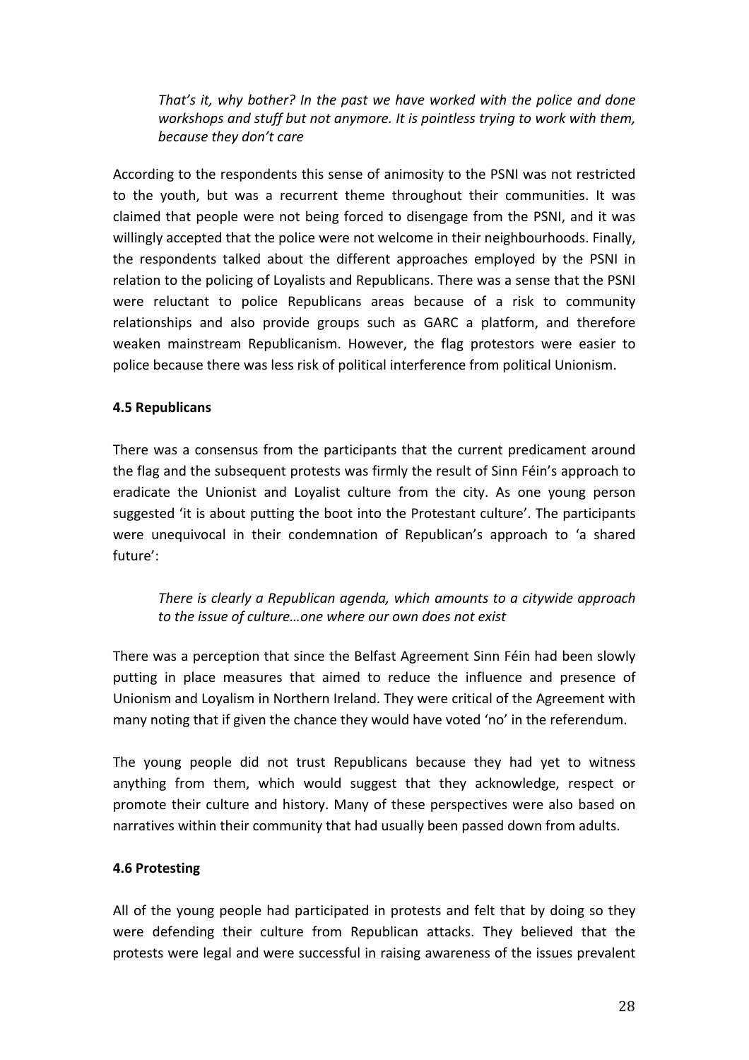> *That's it, why bother? In the past we have worked with the police and done workshops and stuff but not anymore. It is pointless trying to work with them, because they don't care*

According to the respondents this sense of animosity to the PSNI was not restricted to the youth, but was a recurrent theme throughout their communities. It was claimed that people were not being forced to disengage from the PSNI, and it was willingly accepted that the police were not welcome in their neighbourhoods. Finally, the respondents talked about the different approaches employed by the PSNI in relation to the policing of Loyalists and Republicans. There was a sense that the PSNI were reluctant to police Republicans areas because of a risk to community relationships and also provide groups such as GARC a platform, and therefore weaken mainstream Republicanism. However, the flag protestors were easier to police because there was less risk of political interference from political Unionism.

**4.5 Republicans**

There was a consensus from the participants that the current predicament around the flag and the subsequent protests was firmly the result of Sinn Féin's approach to eradicate the Unionist and Loyalist culture from the city. As one young person suggested 'it is about putting the boot into the Protestant culture'. The participants were unequivocal in their condemnation of Republican's approach to 'a shared future':

> *There is clearly a Republican agenda, which amounts to a citywide approach to the issue of culture…one where our own does not exist*

There was a perception that since the Belfast Agreement Sinn Féin had been slowly putting in place measures that aimed to reduce the influence and presence of Unionism and Loyalism in Northern Ireland. They were critical of the Agreement with many noting that if given the chance they would have voted 'no' in the referendum.

The young people did not trust Republicans because they had yet to witness anything from them, which would suggest that they acknowledge, respect or promote their culture and history. Many of these perspectives were also based on narratives within their community that had usually been passed down from adults.

**4.6 Protesting**

All of the young people had participated in protests and felt that by doing so they were defending their culture from Republican attacks. They believed that the protests were legal and were successful in raising awareness of the issues prevalent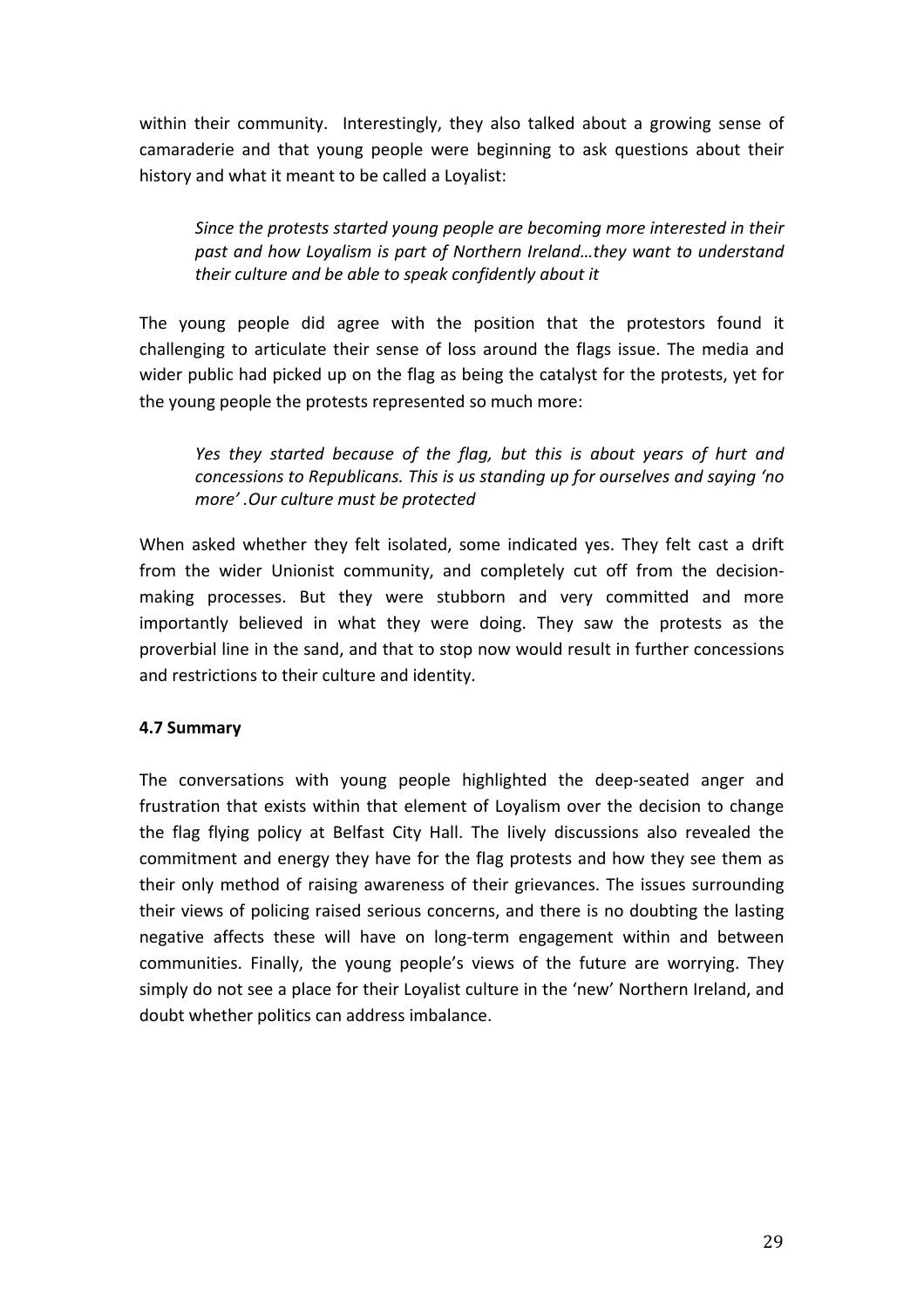within their community. Interestingly, they also talked about a growing sense of camaraderie and that young people were beginning to ask questions about their history and what it meant to be called a Loyalist:

> *Since the protests started young people are becoming more interested in their past and how Loyalism is part of Northern Ireland…they want to understand their culture and be able to speak confidently about it*

The young people did agree with the position that the protestors found it challenging to articulate their sense of loss around the flags issue. The media and wider public had picked up on the flag as being the catalyst for the protests, yet for the young people the protests represented so much more:

> *Yes they started because of the flag, but this is about years of hurt and concessions to Republicans. This is us standing up for ourselves and saying 'no more' .Our culture must be protected*

When asked whether they felt isolated, some indicated yes. They felt cast a drift from the wider Unionist community, and completely cut off from the decision-making processes. But they were stubborn and very committed and more importantly believed in what they were doing. They saw the protests as the proverbial line in the sand, and that to stop now would result in further concessions and restrictions to their culture and identity.

**4.7 Summary**

The conversations with young people highlighted the deep-seated anger and frustration that exists within that element of Loyalism over the decision to change the flag flying policy at Belfast City Hall. The lively discussions also revealed the commitment and energy they have for the flag protests and how they see them as their only method of raising awareness of their grievances. The issues surrounding their views of policing raised serious concerns, and there is no doubting the lasting negative affects these will have on long-term engagement within and between communities. Finally, the young people's views of the future are worrying. They simply do not see a place for their Loyalist culture in the 'new' Northern Ireland, and doubt whether politics can address imbalance.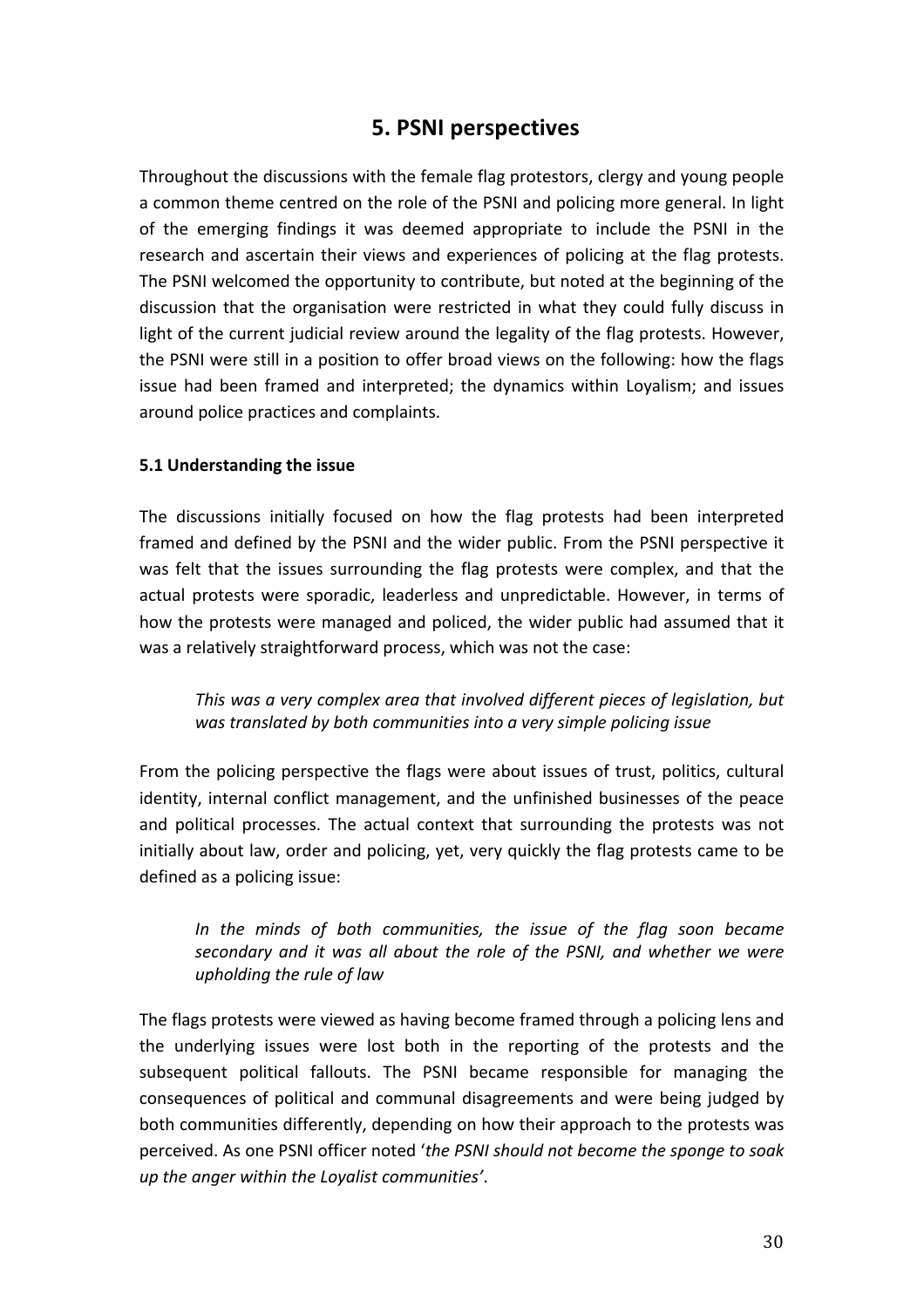## 5. PSNI perspectives

Throughout the discussions with the female flag protestors, clergy and young people a common theme centred on the role of the PSNI and policing more general. In light of the emerging findings it was deemed appropriate to include the PSNI in the research and ascertain their views and experiences of policing at the flag protests. The PSNI welcomed the opportunity to contribute, but noted at the beginning of the discussion that the organisation were restricted in what they could fully discuss in light of the current judicial review around the legality of the flag protests. However, the PSNI were still in a position to offer broad views on the following: how the flags issue had been framed and interpreted; the dynamics within Loyalism; and issues around police practices and complaints.

### 5.1 Understanding the issue

The discussions initially focused on how the flag protests had been interpreted framed and defined by the PSNI and the wider public. From the PSNI perspective it was felt that the issues surrounding the flag protests were complex, and that the actual protests were sporadic, leaderless and unpredictable. However, in terms of how the protests were managed and policed, the wider public had assumed that it was a relatively straightforward process, which was not the case:

> *This was a very complex area that involved different pieces of legislation, but was translated by both communities into a very simple policing issue*

From the policing perspective the flags were about issues of trust, politics, cultural identity, internal conflict management, and the unfinished businesses of the peace and political processes. The actual context that surrounding the protests was not initially about law, order and policing, yet, very quickly the flag protests came to be defined as a policing issue:

> *In the minds of both communities, the issue of the flag soon became secondary and it was all about the role of the PSNI, and whether we were upholding the rule of law*

The flags protests were viewed as having become framed through a policing lens and the underlying issues were lost both in the reporting of the protests and the subsequent political fallouts. The PSNI became responsible for managing the consequences of political and communal disagreements and were being judged by both communities differently, depending on how their approach to the protests was perceived. As one PSNI officer noted '*the PSNI should not become the sponge to soak up the anger within the Loyalist communities'*.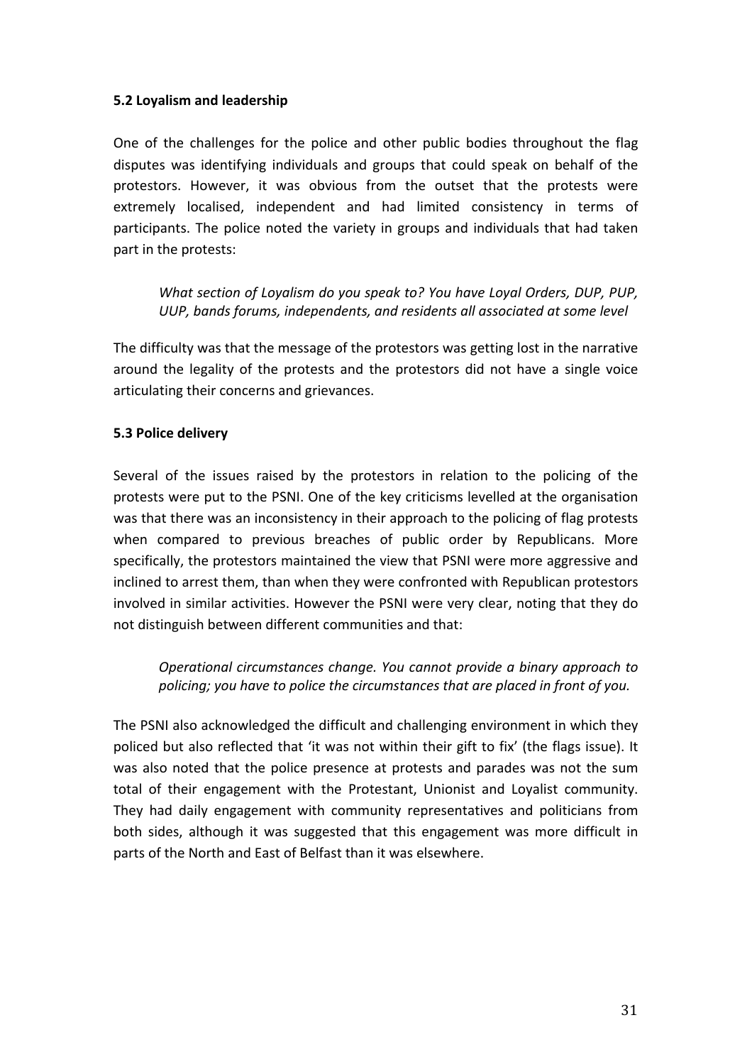### 5.2 Loyalism and leadership

One of the challenges for the police and other public bodies throughout the flag disputes was identifying individuals and groups that could speak on behalf of the protestors. However, it was obvious from the outset that the protests were extremely localised, independent and had limited consistency in terms of participants. The police noted the variety in groups and individuals that had taken part in the protests:

> *What section of Loyalism do you speak to? You have Loyal Orders, DUP, PUP, UUP, bands forums, independents, and residents all associated at some level*

The difficulty was that the message of the protestors was getting lost in the narrative around the legality of the protests and the protestors did not have a single voice articulating their concerns and grievances.

### 5.3 Police delivery

Several of the issues raised by the protestors in relation to the policing of the protests were put to the PSNI. One of the key criticisms levelled at the organisation was that there was an inconsistency in their approach to the policing of flag protests when compared to previous breaches of public order by Republicans. More specifically, the protestors maintained the view that PSNI were more aggressive and inclined to arrest them, than when they were confronted with Republican protestors involved in similar activities. However the PSNI were very clear, noting that they do not distinguish between different communities and that:

> *Operational circumstances change. You cannot provide a binary approach to policing; you have to police the circumstances that are placed in front of you.*

The PSNI also acknowledged the difficult and challenging environment in which they policed but also reflected that 'it was not within their gift to fix' (the flags issue). It was also noted that the police presence at protests and parades was not the sum total of their engagement with the Protestant, Unionist and Loyalist community. They had daily engagement with community representatives and politicians from both sides, although it was suggested that this engagement was more difficult in parts of the North and East of Belfast than it was elsewhere.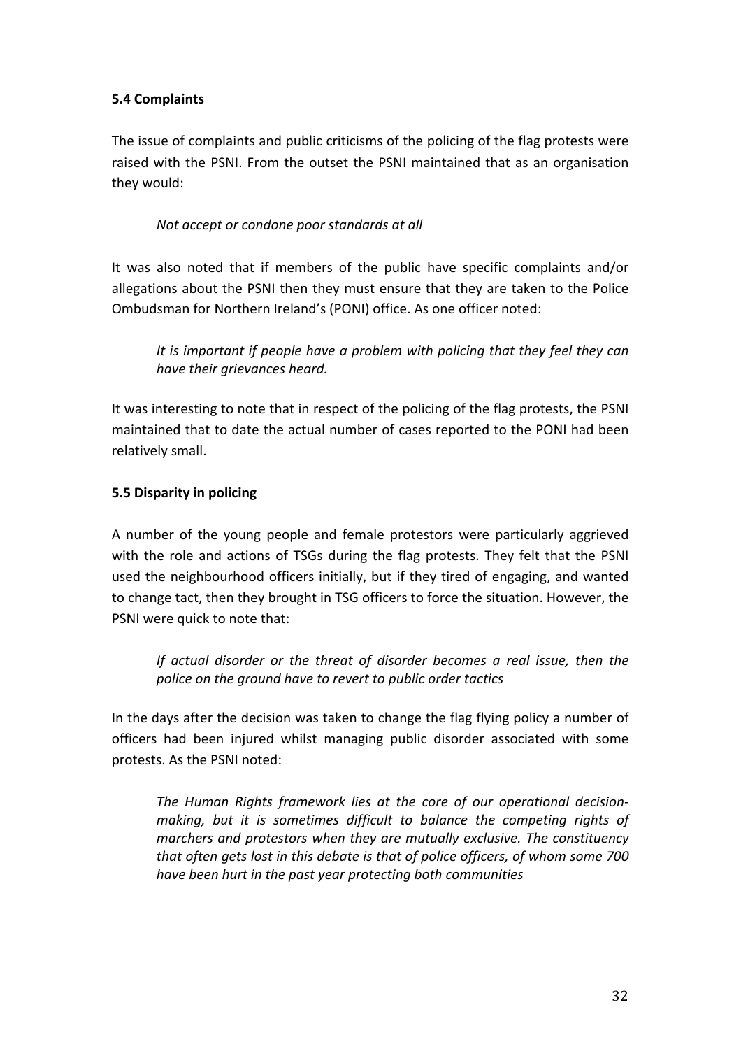### 5.4 Complaints

The issue of complaints and public criticisms of the policing of the flag protests were raised with the PSNI. From the outset the PSNI maintained that as an organisation they would:

> *Not accept or condone poor standards at all*

It was also noted that if members of the public have specific complaints and/or allegations about the PSNI then they must ensure that they are taken to the Police Ombudsman for Northern Ireland's (PONI) office. As one officer noted:

> *It is important if people have a problem with policing that they feel they can have their grievances heard.*

It was interesting to note that in respect of the policing of the flag protests, the PSNI maintained that to date the actual number of cases reported to the PONI had been relatively small.

### 5.5 Disparity in policing

A number of the young people and female protestors were particularly aggrieved with the role and actions of TSGs during the flag protests. They felt that the PSNI used the neighbourhood officers initially, but if they tired of engaging, and wanted to change tact, then they brought in TSG officers to force the situation. However, the PSNI were quick to note that:

> *If actual disorder or the threat of disorder becomes a real issue, then the police on the ground have to revert to public order tactics*

In the days after the decision was taken to change the flag flying policy a number of officers had been injured whilst managing public disorder associated with some protests. As the PSNI noted:

> *The Human Rights framework lies at the core of our operational decision-making, but it is sometimes difficult to balance the competing rights of marchers and protestors when they are mutually exclusive. The constituency that often gets lost in this debate is that of police officers, of whom some 700 have been hurt in the past year protecting both communities*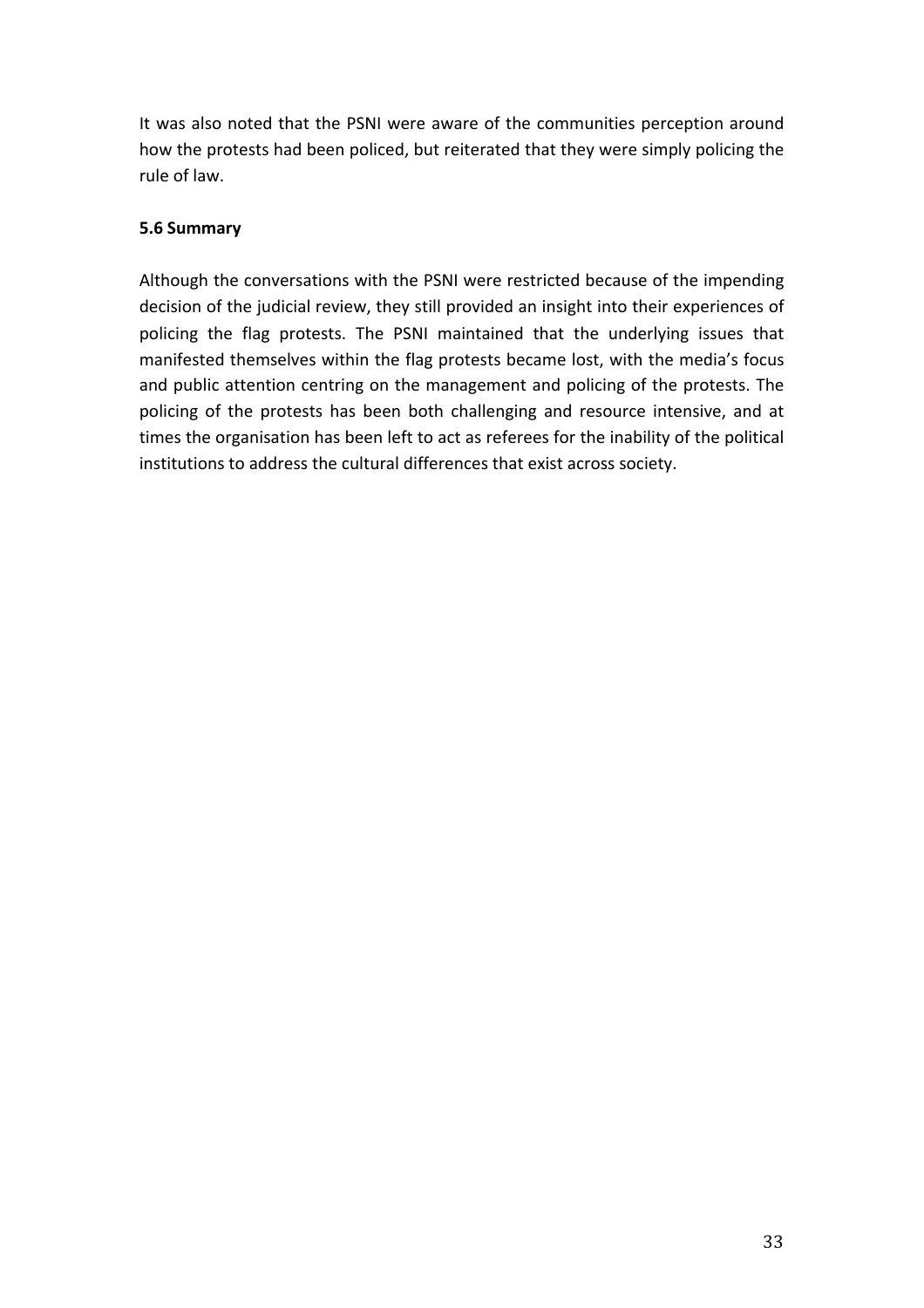It was also noted that the PSNI were aware of the communities perception around how the protests had been policed, but reiterated that they were simply policing the rule of law.

### 5.6 Summary

Although the conversations with the PSNI were restricted because of the impending decision of the judicial review, they still provided an insight into their experiences of policing the flag protests. The PSNI maintained that the underlying issues that manifested themselves within the flag protests became lost, with the media's focus and public attention centring on the management and policing of the protests. The policing of the protests has been both challenging and resource intensive, and at times the organisation has been left to act as referees for the inability of the political institutions to address the cultural differences that exist across society.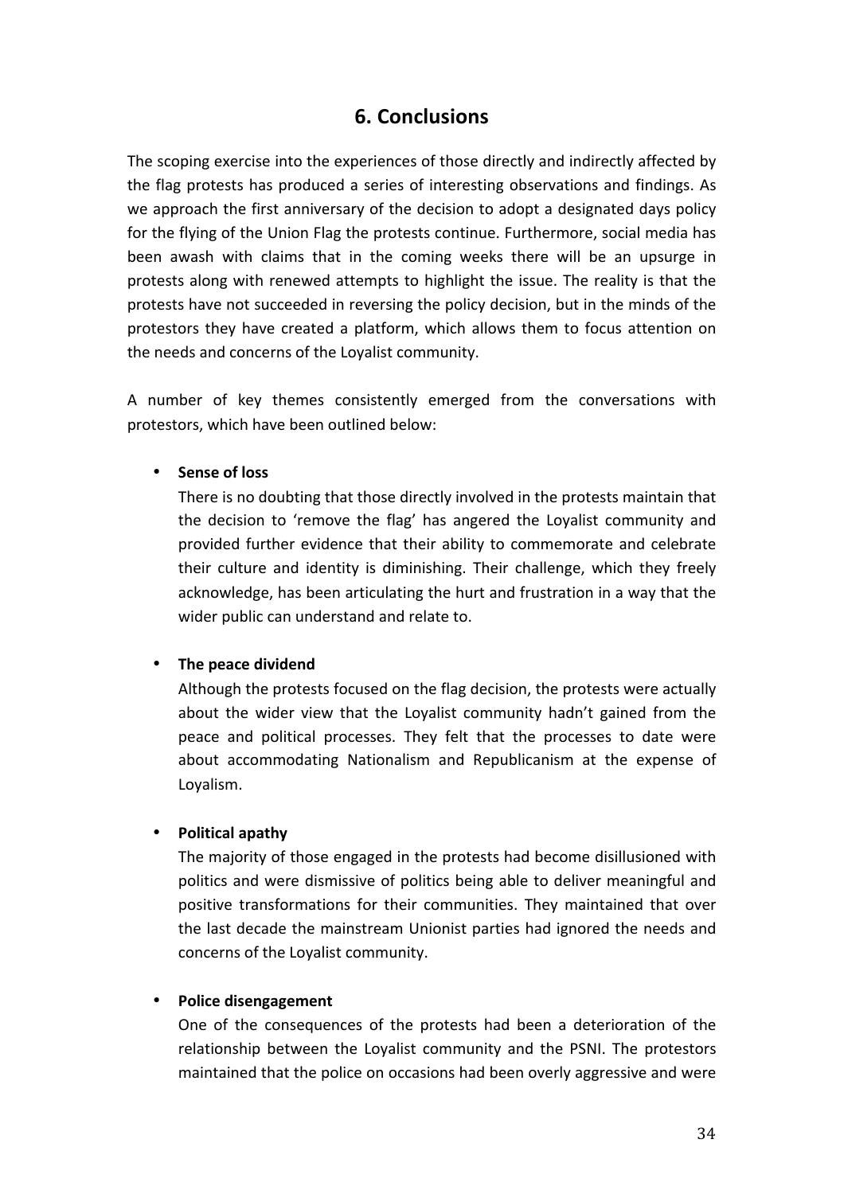## 6. Conclusions

The scoping exercise into the experiences of those directly and indirectly affected by the flag protests has produced a series of interesting observations and findings. As we approach the first anniversary of the decision to adopt a designated days policy for the flying of the Union Flag the protests continue. Furthermore, social media has been awash with claims that in the coming weeks there will be an upsurge in protests along with renewed attempts to highlight the issue. The reality is that the protests have not succeeded in reversing the policy decision, but in the minds of the protestors they have created a platform, which allows them to focus attention on the needs and concerns of the Loyalist community.

A number of key themes consistently emerged from the conversations with protestors, which have been outlined below:

- **Sense of loss**
  There is no doubting that those directly involved in the protests maintain that the decision to 'remove the flag' has angered the Loyalist community and provided further evidence that their ability to commemorate and celebrate their culture and identity is diminishing. Their challenge, which they freely acknowledge, has been articulating the hurt and frustration in a way that the wider public can understand and relate to.

- **The peace dividend**
  Although the protests focused on the flag decision, the protests were actually about the wider view that the Loyalist community hadn't gained from the peace and political processes. They felt that the processes to date were about accommodating Nationalism and Republicanism at the expense of Loyalism.

- **Political apathy**
  The majority of those engaged in the protests had become disillusioned with politics and were dismissive of politics being able to deliver meaningful and positive transformations for their communities. They maintained that over the last decade the mainstream Unionist parties had ignored the needs and concerns of the Loyalist community.

- **Police disengagement**
  One of the consequences of the protests had been a deterioration of the relationship between the Loyalist community and the PSNI. The protestors maintained that the police on occasions had been overly aggressive and were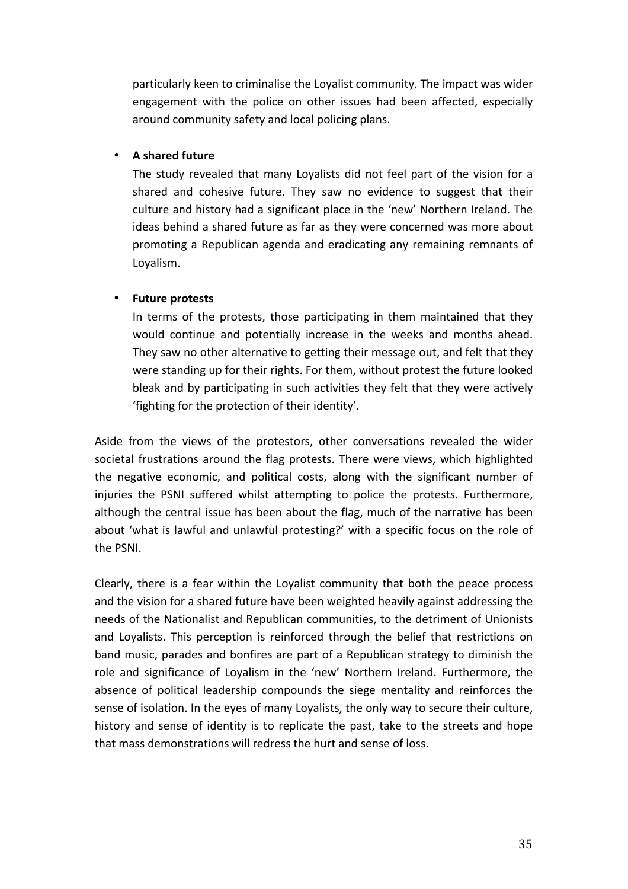particularly keen to criminalise the Loyalist community. The impact was wider engagement with the police on other issues had been affected, especially around community safety and local policing plans.

- **A shared future**
  The study revealed that many Loyalists did not feel part of the vision for a shared and cohesive future. They saw no evidence to suggest that their culture and history had a significant place in the 'new' Northern Ireland. The ideas behind a shared future as far as they were concerned was more about promoting a Republican agenda and eradicating any remaining remnants of Loyalism.

- **Future protests**
  In terms of the protests, those participating in them maintained that they would continue and potentially increase in the weeks and months ahead. They saw no other alternative to getting their message out, and felt that they were standing up for their rights. For them, without protest the future looked bleak and by participating in such activities they felt that they were actively 'fighting for the protection of their identity'.

Aside from the views of the protestors, other conversations revealed the wider societal frustrations around the flag protests. There were views, which highlighted the negative economic, and political costs, along with the significant number of injuries the PSNI suffered whilst attempting to police the protests. Furthermore, although the central issue has been about the flag, much of the narrative has been about 'what is lawful and unlawful protesting?' with a specific focus on the role of the PSNI.

Clearly, there is a fear within the Loyalist community that both the peace process and the vision for a shared future have been weighted heavily against addressing the needs of the Nationalist and Republican communities, to the detriment of Unionists and Loyalists. This perception is reinforced through the belief that restrictions on band music, parades and bonfires are part of a Republican strategy to diminish the role and significance of Loyalism in the 'new' Northern Ireland. Furthermore, the absence of political leadership compounds the siege mentality and reinforces the sense of isolation. In the eyes of many Loyalists, the only way to secure their culture, history and sense of identity is to replicate the past, take to the streets and hope that mass demonstrations will redress the hurt and sense of loss.